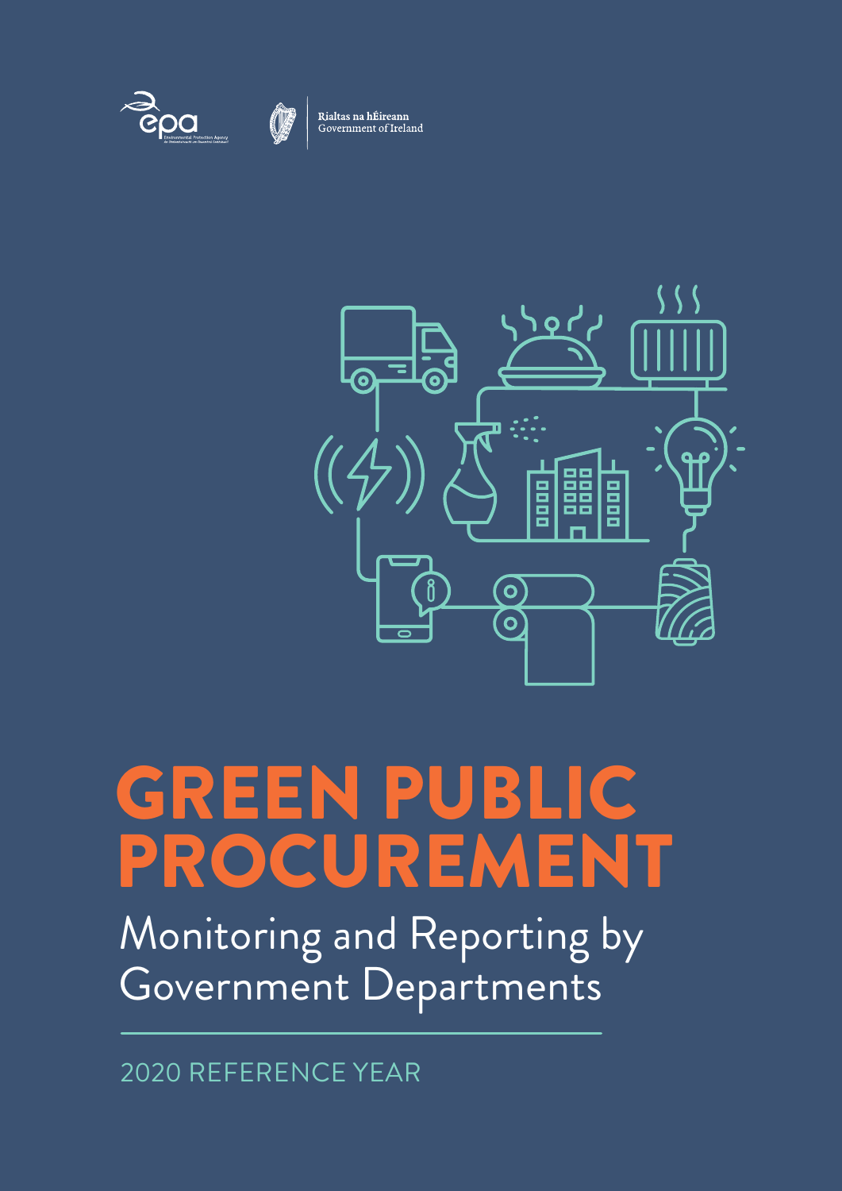Environmental Protection Agency

Rialtas na hÉireann
Government of Ireland

# GREEN PUBLIC PROCUREMENT

## Monitoring and Reporting by Government Departments

2020 REFERENCE YEAR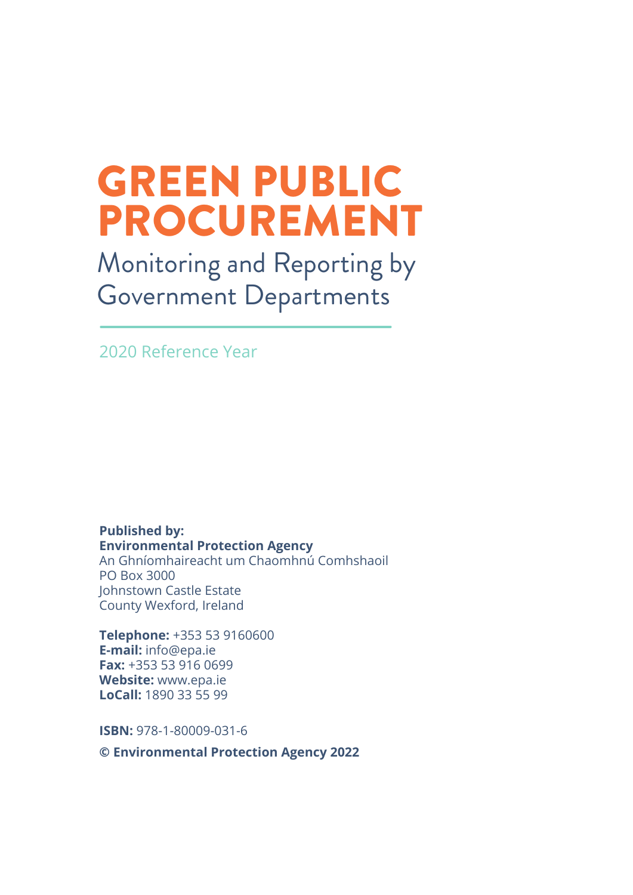# GREEN PUBLIC PROCUREMENT

## Monitoring and Reporting by Government Departments

2020 Reference Year

**Published by:**
**Environmental Protection Agency**
An Ghníomhaireacht um Chaomhnú Comhshaoil
PO Box 3000
Johnstown Castle Estate
County Wexford, Ireland

**Telephone:** +353 53 9160600
**E-mail:** info@epa.ie
**Fax:** +353 53 916 0699
**Website:** www.epa.ie
**LoCall:** 1890 33 55 99

**ISBN:** 978-1-80009-031-6

**© Environmental Protection Agency 2022**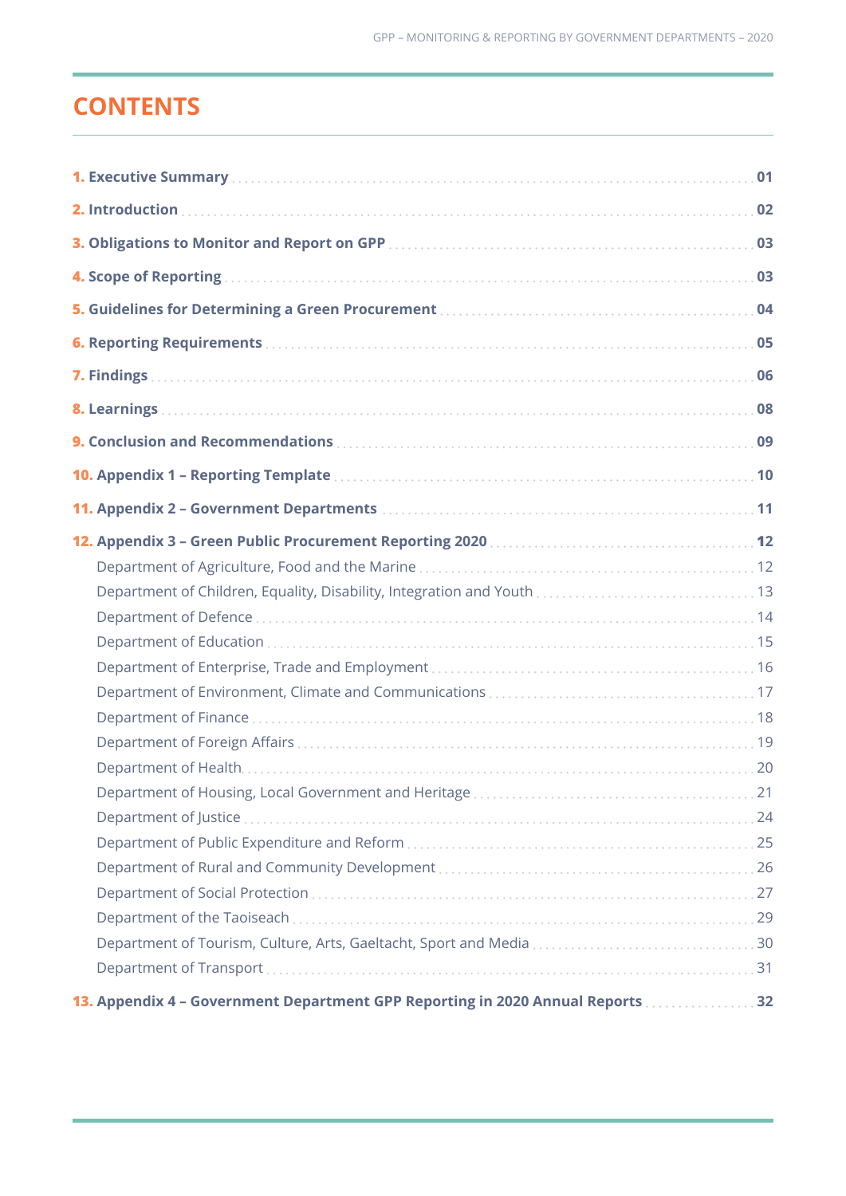# CONTENTS

1. **Executive Summary** ... 01
2. **Introduction** ... 02
3. **Obligations to Monitor and Report on GPP** ... 03
4. **Scope of Reporting** ... 03
5. **Guidelines for Determining a Green Procurement** ... 04
6. **Reporting Requirements** ... 05
7. **Findings** ... 06
8. **Learnings** ... 08
9. **Conclusion and Recommendations** ... 09
10. **Appendix 1 – Reporting Template** ... 10
11. **Appendix 2 – Government Departments** ... 11
12. **Appendix 3 – Green Public Procurement Reporting 2020** ... 12
    - Department of Agriculture, Food and the Marine ... 12
    - Department of Children, Equality, Disability, Integration and Youth ... 13
    - Department of Defence ... 14
    - Department of Education ... 15
    - Department of Enterprise, Trade and Employment ... 16
    - Department of Environment, Climate and Communications ... 17
    - Department of Finance ... 18
    - Department of Foreign Affairs ... 19
    - Department of Health ... 20
    - Department of Housing, Local Government and Heritage ... 21
    - Department of Justice ... 24
    - Department of Public Expenditure and Reform ... 25
    - Department of Rural and Community Development ... 26
    - Department of Social Protection ... 27
    - Department of the Taoiseach ... 29
    - Department of Tourism, Culture, Arts, Gaeltacht, Sport and Media ... 30
    - Department of Transport ... 31
13. **Appendix 4 – Government Department GPP Reporting in 2020 Annual Reports** ... 32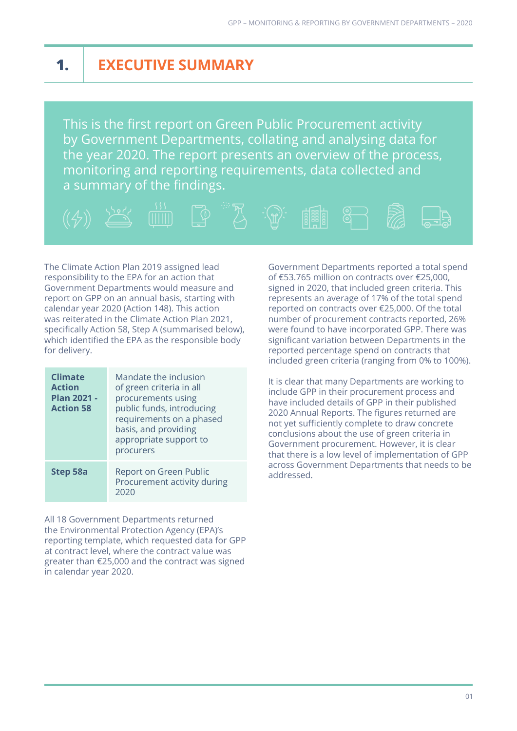# 1. EXECUTIVE SUMMARY

This is the first report on Green Public Procurement activity by Government Departments, collating and analysing data for the year 2020. The report presents an overview of the process, monitoring and reporting requirements, data collected and a summary of the findings.

The Climate Action Plan 2019 assigned lead responsibility to the EPA for an action that Government Departments would measure and report on GPP on an annual basis, starting with calendar year 2020 (Action 148). This action was reiterated in the Climate Action Plan 2021, specifically Action 58, Step A (summarised below), which identified the EPA as the responsible body for delivery.

| | |
|---|---|
| **Climate Action Plan 2021 - Action 58** | Mandate the inclusion of green criteria in all procurements using public funds, introducing requirements on a phased basis, and providing appropriate support to procurers |
| **Step 58a** | Report on Green Public Procurement activity during 2020 |

All 18 Government Departments returned the Environmental Protection Agency (EPA)'s reporting template, which requested data for GPP at contract level, where the contract value was greater than €25,000 and the contract was signed in calendar year 2020.

Government Departments reported a total spend of €53.765 million on contracts over €25,000, signed in 2020, that included green criteria. This represents an average of 17% of the total spend reported on contracts over €25,000. Of the total number of procurement contracts reported, 26% were found to have incorporated GPP. There was significant variation between Departments in the reported percentage spend on contracts that included green criteria (ranging from 0% to 100%).

It is clear that many Departments are working to include GPP in their procurement process and have included details of GPP in their published 2020 Annual Reports. The figures returned are not yet sufficiently complete to draw concrete conclusions about the use of green criteria in Government procurement. However, it is clear that there is a low level of implementation of GPP across Government Departments that needs to be addressed.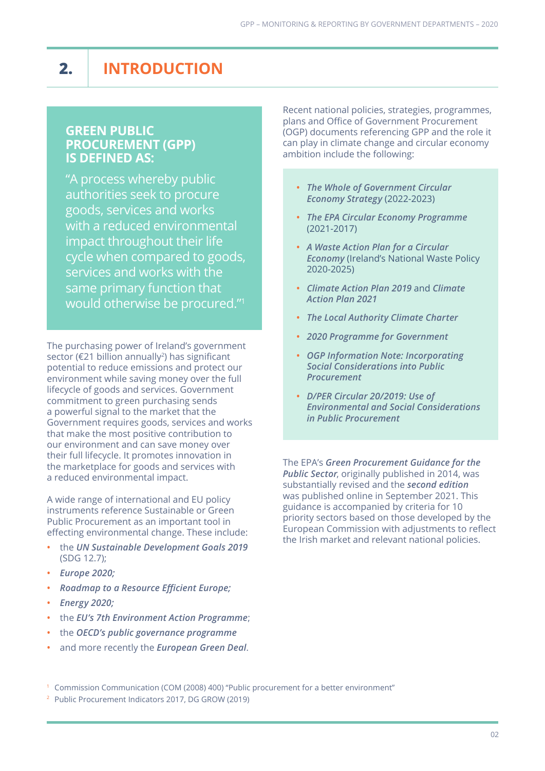# 2. INTRODUCTION

**GREEN PUBLIC PROCUREMENT (GPP) IS DEFINED AS:**

"A process whereby public authorities seek to procure goods, services and works with a reduced environmental impact throughout their life cycle when compared to goods, services and works with the same primary function that would otherwise be procured."[1]

The purchasing power of Ireland's government sector (€21 billion annually[2]) has significant potential to reduce emissions and protect our environment while saving money over the full lifecycle of goods and services. Government commitment to green purchasing sends a powerful signal to the market that the Government requires goods, services and works that make the most positive contribution to our environment and can save money over their full lifecycle. It promotes innovation in the marketplace for goods and services with a reduced environmental impact.

A wide range of international and EU policy instruments reference Sustainable or Green Public Procurement as an important tool in effecting environmental change. These include:

- the ***UN Sustainable Development Goals 2019*** (SDG 12.7);
- ***Europe 2020;***
- ***Roadmap to a Resource Efficient Europe;***
- ***Energy 2020;***
- the ***EU's 7th Environment Action Programme***;
- the ***OECD's public governance programme***
- and more recently the ***European Green Deal***.

Recent national policies, strategies, programmes, plans and Office of Government Procurement (OGP) documents referencing GPP and the role it can play in climate change and circular economy ambition include the following:

- ***The Whole of Government Circular Economy Strategy*** (2022-2023)
- ***The EPA Circular Economy Programme*** (2021-2017)
- ***A Waste Action Plan for a Circular Economy*** (Ireland's National Waste Policy 2020-2025)
- ***Climate Action Plan 2019*** and ***Climate Action Plan 2021***
- ***The Local Authority Climate Charter***
- ***2020 Programme for Government***
- ***OGP Information Note: Incorporating Social Considerations into Public Procurement***
- ***D/PER Circular 20/2019: Use of Environmental and Social Considerations in Public Procurement***

The EPA's ***Green Procurement Guidance for the Public Sector***, originally published in 2014, was substantially revised and the ***second edition*** was published online in September 2021. This guidance is accompanied by criteria for 10 priority sectors based on those developed by the European Commission with adjustments to reflect the Irish market and relevant national policies.

[1] Commission Communication (COM (2008) 400) "Public procurement for a better environment"

[2] Public Procurement Indicators 2017, DG GROW (2019)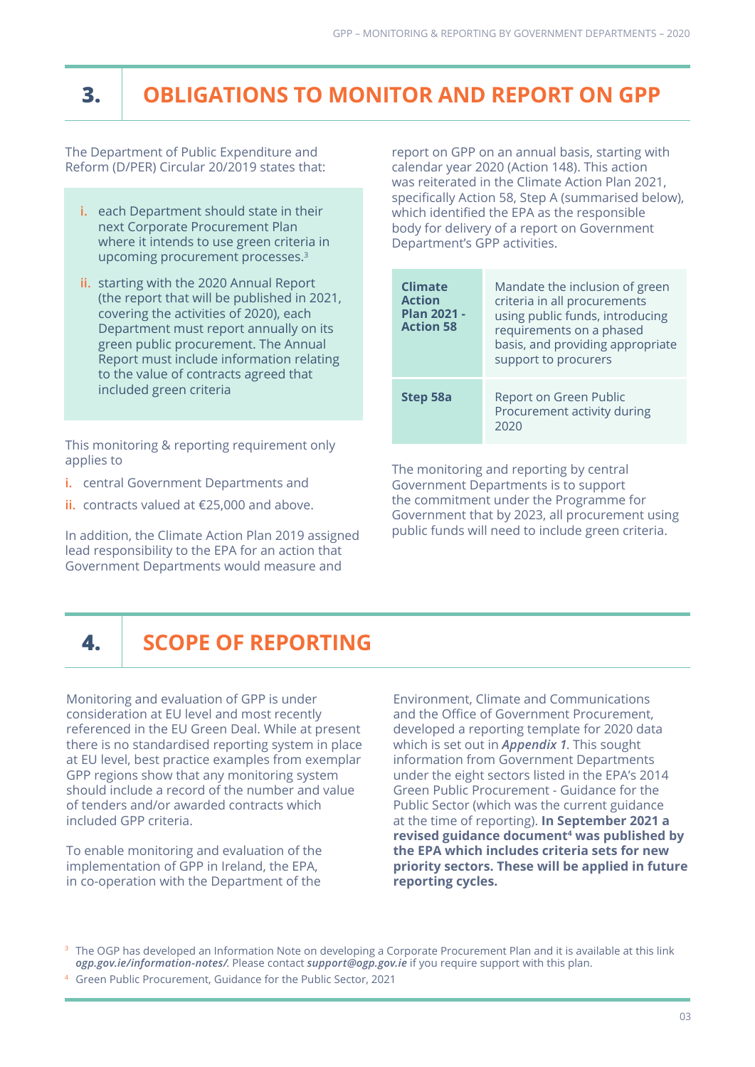## 3. OBLIGATIONS TO MONITOR AND REPORT ON GPP

The Department of Public Expenditure and Reform (D/PER) Circular 20/2019 states that:

i. each Department should state in their next Corporate Procurement Plan where it intends to use green criteria in upcoming procurement processes.[3]

ii. starting with the 2020 Annual Report (the report that will be published in 2021, covering the activities of 2020), each Department must report annually on its green public procurement. The Annual Report must include information relating to the value of contracts agreed that included green criteria

This monitoring & reporting requirement only applies to

i. central Government Departments and

ii. contracts valued at €25,000 and above.

In addition, the Climate Action Plan 2019 assigned lead responsibility to the EPA for an action that Government Departments would measure and report on GPP on an annual basis, starting with calendar year 2020 (Action 148). This action was reiterated in the Climate Action Plan 2021, specifically Action 58, Step A (summarised below), which identified the EPA as the responsible body for delivery of a report on Government Department's GPP activities.

| **Climate Action Plan 2021 - Action 58** | Mandate the inclusion of green criteria in all procurements using public funds, introducing requirements on a phased basis, and providing appropriate support to procurers |
|---|---|
| **Step 58a** | Report on Green Public Procurement activity during 2020 |

The monitoring and reporting by central Government Departments is to support the commitment under the Programme for Government that by 2023, all procurement using public funds will need to include green criteria.

## 4. SCOPE OF REPORTING

Monitoring and evaluation of GPP is under consideration at EU level and most recently referenced in the EU Green Deal. While at present there is no standardised reporting system in place at EU level, best practice examples from exemplar GPP regions show that any monitoring system should include a record of the number and value of tenders and/or awarded contracts which included GPP criteria.

To enable monitoring and evaluation of the implementation of GPP in Ireland, the EPA, in co-operation with the Department of the Environment, Climate and Communications and the Office of Government Procurement, developed a reporting template for 2020 data which is set out in ***Appendix 1***. This sought information from Government Departments under the eight sectors listed in the EPA's 2014 Green Public Procurement - Guidance for the Public Sector (which was the current guidance at the time of reporting). **In September 2021 a revised guidance document[4] was published by the EPA which includes criteria sets for new priority sectors. These will be applied in future reporting cycles.**

[3] The OGP has developed an Information Note on developing a Corporate Procurement Plan and it is available at this link ***ogp.gov.ie/information-notes/***. Please contact ***support@ogp.gov.ie*** if you require support with this plan.

[4] Green Public Procurement, Guidance for the Public Sector, 2021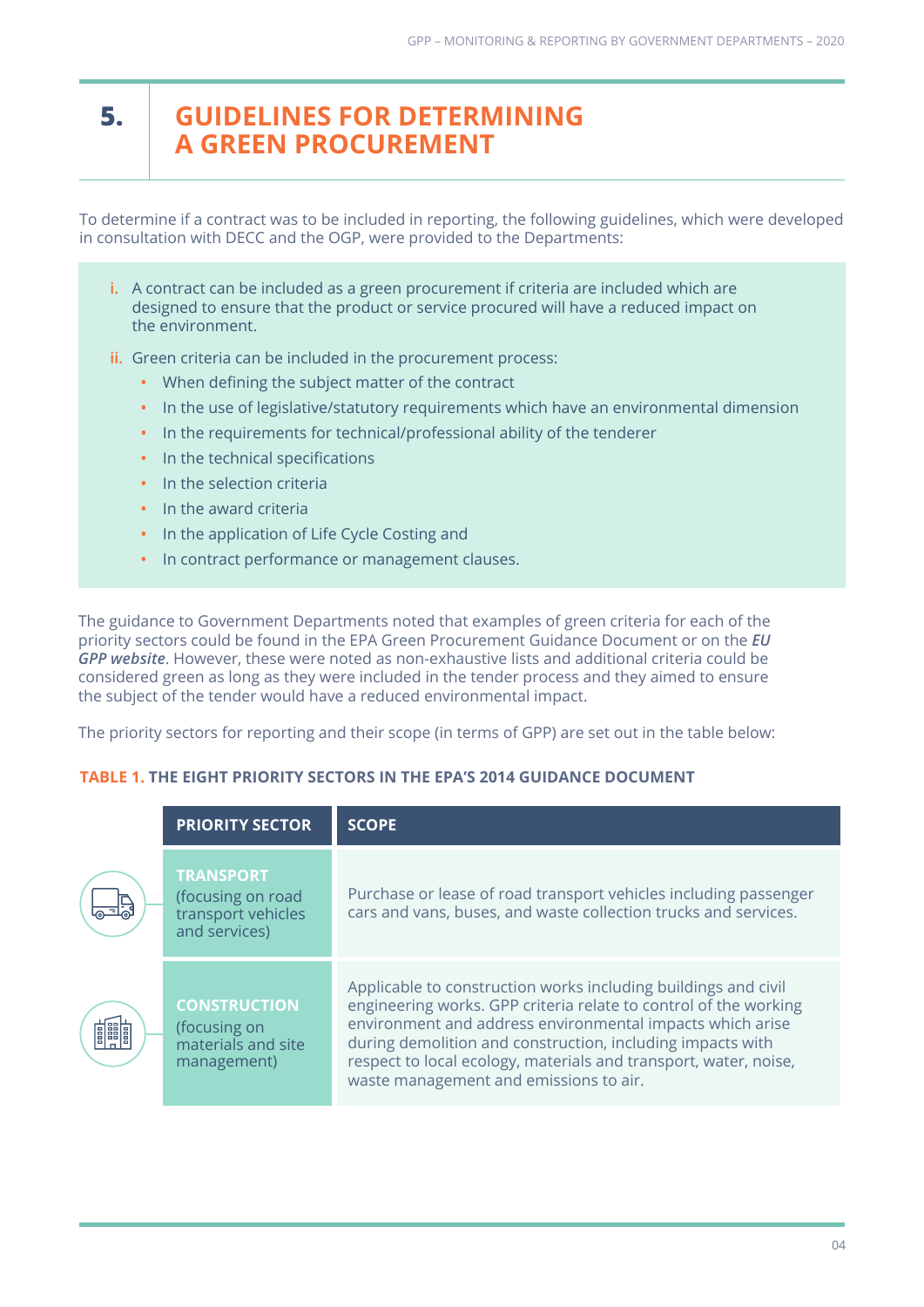# 5. GUIDELINES FOR DETERMINING A GREEN PROCUREMENT

To determine if a contract was to be included in reporting, the following guidelines, which were developed in consultation with DECC and the OGP, were provided to the Departments:

i. A contract can be included as a green procurement if criteria are included which are designed to ensure that the product or service procured will have a reduced impact on the environment.

ii. Green criteria can be included in the procurement process:
   - When defining the subject matter of the contract
   - In the use of legislative/statutory requirements which have an environmental dimension
   - In the requirements for technical/professional ability of the tenderer
   - In the technical specifications
   - In the selection criteria
   - In the award criteria
   - In the application of Life Cycle Costing and
   - In contract performance or management clauses.

The guidance to Government Departments noted that examples of green criteria for each of the priority sectors could be found in the EPA Green Procurement Guidance Document or on the ***EU GPP website***. However, these were noted as non-exhaustive lists and additional criteria could be considered green as long as they were included in the tender process and they aimed to ensure the subject of the tender would have a reduced environmental impact.

The priority sectors for reporting and their scope (in terms of GPP) are set out in the table below:

**TABLE 1. THE EIGHT PRIORITY SECTORS IN THE EPA'S 2014 GUIDANCE DOCUMENT**

| PRIORITY SECTOR | SCOPE |
|---|---|
| **TRANSPORT** (focusing on road transport vehicles and services) | Purchase or lease of road transport vehicles including passenger cars and vans, buses, and waste collection trucks and services. |
| **CONSTRUCTION** (focusing on materials and site management) | Applicable to construction works including buildings and civil engineering works. GPP criteria relate to control of the working environment and address environmental impacts which arise during demolition and construction, including impacts with respect to local ecology, materials and transport, water, noise, waste management and emissions to air. |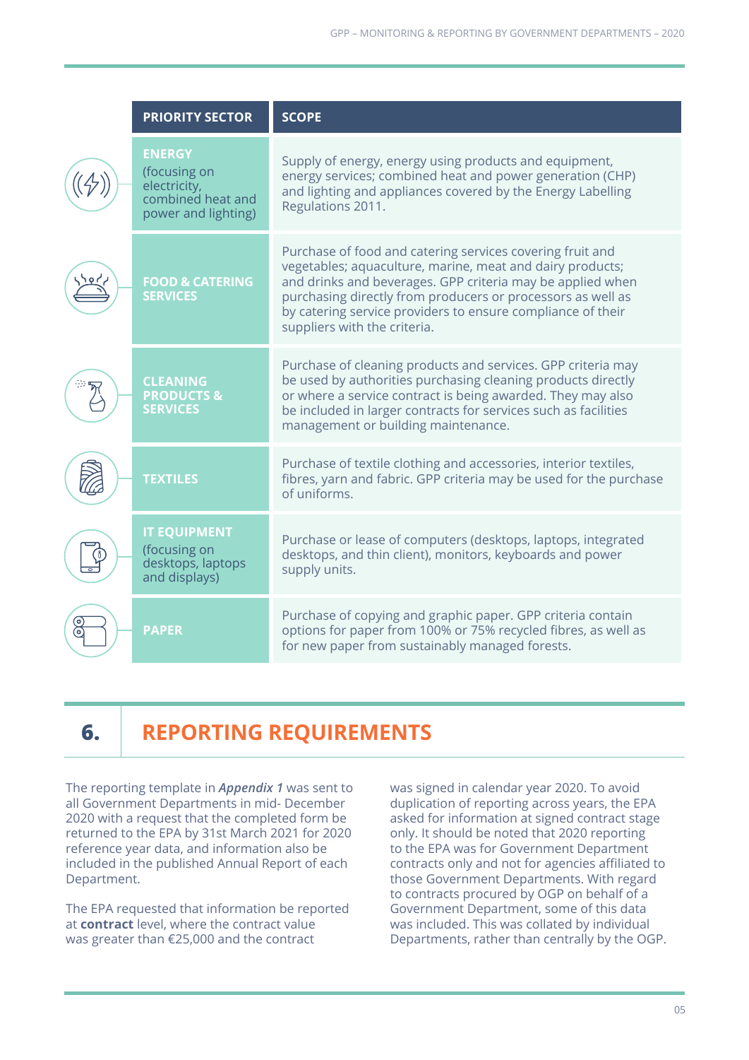| PRIORITY SECTOR | SCOPE |
| --- | --- |
| **ENERGY** (focusing on electricity, combined heat and power and lighting) | Supply of energy, energy using products and equipment, energy services; combined heat and power generation (CHP) and lighting and appliances covered by the Energy Labelling Regulations 2011. |
| **FOOD & CATERING SERVICES** | Purchase of food and catering services covering fruit and vegetables; aquaculture, marine, meat and dairy products; and drinks and beverages. GPP criteria may be applied when purchasing directly from producers or processors as well as by catering service providers to ensure compliance of their suppliers with the criteria. |
| **CLEANING PRODUCTS & SERVICES** | Purchase of cleaning products and services. GPP criteria may be used by authorities purchasing cleaning products directly or where a service contract is being awarded. They may also be included in larger contracts for services such as facilities management or building maintenance. |
| **TEXTILES** | Purchase of textile clothing and accessories, interior textiles, fibres, yarn and fabric. GPP criteria may be used for the purchase of uniforms. |
| **IT EQUIPMENT** (focusing on desktops, laptops and displays) | Purchase or lease of computers (desktops, laptops, integrated desktops, and thin client), monitors, keyboards and power supply units. |
| **PAPER** | Purchase of copying and graphic paper. GPP criteria contain options for paper from 100% or 75% recycled fibres, as well as for new paper from sustainably managed forests. |

## 6. REPORTING REQUIREMENTS

The reporting template in ***Appendix 1*** was sent to all Government Departments in mid- December 2020 with a request that the completed form be returned to the EPA by 31st March 2021 for 2020 reference year data, and information also be included in the published Annual Report of each Department.

The EPA requested that information be reported at **contract** level, where the contract value was greater than €25,000 and the contract was signed in calendar year 2020. To avoid duplication of reporting across years, the EPA asked for information at signed contract stage only. It should be noted that 2020 reporting to the EPA was for Government Department contracts only and not for agencies affiliated to those Government Departments. With regard to contracts procured by OGP on behalf of a Government Department, some of this data was included. This was collated by individual Departments, rather than centrally by the OGP.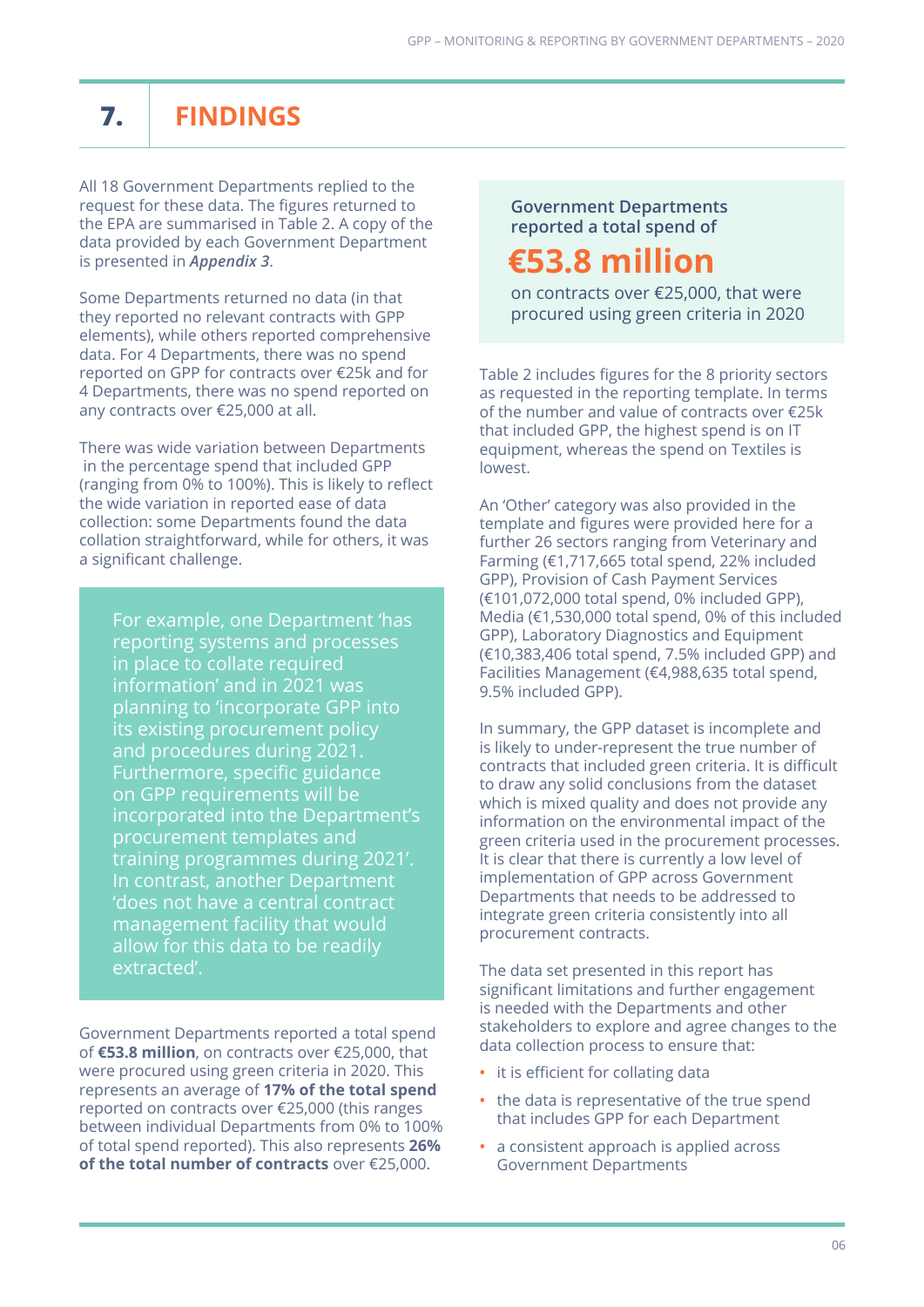# 7. FINDINGS

All 18 Government Departments replied to the request for these data. The figures returned to the EPA are summarised in Table 2. A copy of the data provided by each Government Department is presented in ***Appendix 3***.

Some Departments returned no data (in that they reported no relevant contracts with GPP elements), while others reported comprehensive data. For 4 Departments, there was no spend reported on GPP for contracts over €25k and for 4 Departments, there was no spend reported on any contracts over €25,000 at all.

There was wide variation between Departments in the percentage spend that included GPP (ranging from 0% to 100%). This is likely to reflect the wide variation in reported ease of data collection: some Departments found the data collation straightforward, while for others, it was a significant challenge.

For example, one Department 'has reporting systems and processes in place to collate required information' and in 2021 was planning to 'incorporate GPP into its existing procurement policy and procedures during 2021. Furthermore, specific guidance on GPP requirements will be incorporated into the Department's procurement templates and training programmes during 2021'. In contrast, another Department 'does not have a central contract management facility that would allow for this data to be readily extracted'.

Government Departments reported a total spend of **€53.8 million**, on contracts over €25,000, that were procured using green criteria in 2020. This represents an average of **17% of the total spend** reported on contracts over €25,000 (this ranges between individual Departments from 0% to 100% of total spend reported). This also represents **26% of the total number of contracts** over €25,000.

**Government Departments reported a total spend of**

**€53.8 million**

on contracts over €25,000, that were procured using green criteria in 2020

Table 2 includes figures for the 8 priority sectors as requested in the reporting template. In terms of the number and value of contracts over €25k that included GPP, the highest spend is on IT equipment, whereas the spend on Textiles is lowest.

An 'Other' category was also provided in the template and figures were provided here for a further 26 sectors ranging from Veterinary and Farming (€1,717,665 total spend, 22% included GPP), Provision of Cash Payment Services (€101,072,000 total spend, 0% included GPP), Media (€1,530,000 total spend, 0% of this included GPP), Laboratory Diagnostics and Equipment (€10,383,406 total spend, 7.5% included GPP) and Facilities Management (€4,988,635 total spend, 9.5% included GPP).

In summary, the GPP dataset is incomplete and is likely to under-represent the true number of contracts that included green criteria. It is difficult to draw any solid conclusions from the dataset which is mixed quality and does not provide any information on the environmental impact of the green criteria used in the procurement processes. It is clear that there is currently a low level of implementation of GPP across Government Departments that needs to be addressed to integrate green criteria consistently into all procurement contracts.

The data set presented in this report has significant limitations and further engagement is needed with the Departments and other stakeholders to explore and agree changes to the data collection process to ensure that:

- it is efficient for collating data
- the data is representative of the true spend that includes GPP for each Department
- a consistent approach is applied across Government Departments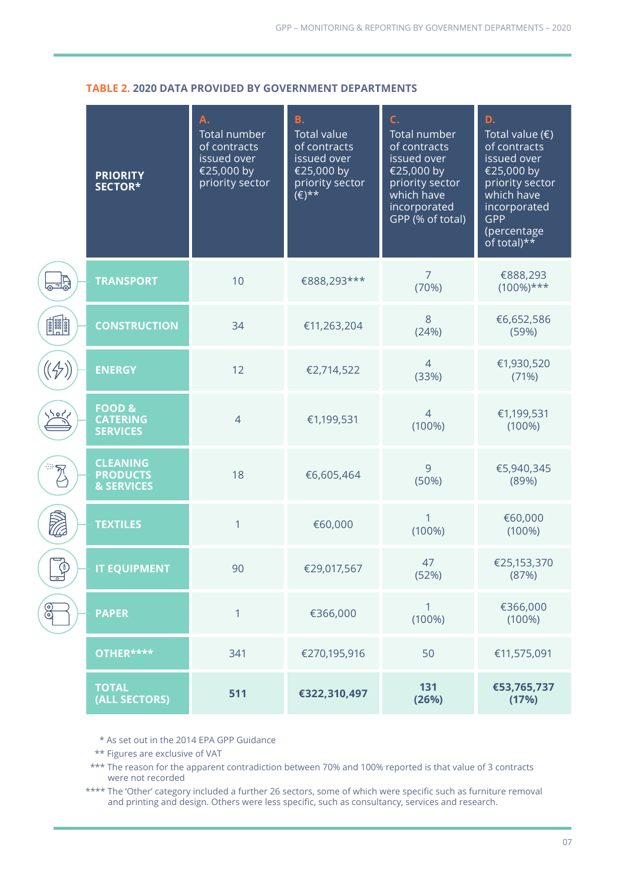**TABLE 2.** 2020 DATA PROVIDED BY GOVERNMENT DEPARTMENTS

| PRIORITY SECTOR* | A. Total number of contracts issued over €25,000 by priority sector | B. Total value of contracts issued over €25,000 by priority sector (€)** | C. Total number of contracts issued over €25,000 by priority sector which have incorporated GPP (% of total) | D. Total value (€) of contracts issued over €25,000 by priority sector which have incorporated GPP (percentage of total)** |
|---|---|---|---|---|
| TRANSPORT | 10 | €888,293*** | 7 (70%) | €888,293 (100%)*** |
| CONSTRUCTION | 34 | €11,263,204 | 8 (24%) | €6,652,586 (59%) |
| ENERGY | 12 | €2,714,522 | 4 (33%) | €1,930,520 (71%) |
| FOOD & CATERING SERVICES | 4 | €1,199,531 | 4 (100%) | €1,199,531 (100%) |
| CLEANING PRODUCTS & SERVICES | 18 | €6,605,464 | 9 (50%) | €5,940,345 (89%) |
| TEXTILES | 1 | €60,000 | 1 (100%) | €60,000 (100%) |
| IT EQUIPMENT | 90 | €29,017,567 | 47 (52%) | €25,153,370 (87%) |
| PAPER | 1 | €366,000 | 1 (100%) | €366,000 (100%) |
| OTHER**** | 341 | €270,195,916 | 50 | €11,575,091 |
| **TOTAL (ALL SECTORS)** | **511** | **€322,310,497** | **131 (26%)** | **€53,765,737 (17%)** |

\* As set out in the 2014 EPA GPP Guidance

** Figures are exclusive of VAT

*** The reason for the apparent contradiction between 70% and 100% reported is that value of 3 contracts were not recorded

**** The 'Other' category included a further 26 sectors, some of which were specific such as furniture removal and printing and design. Others were less specific, such as consultancy, services and research.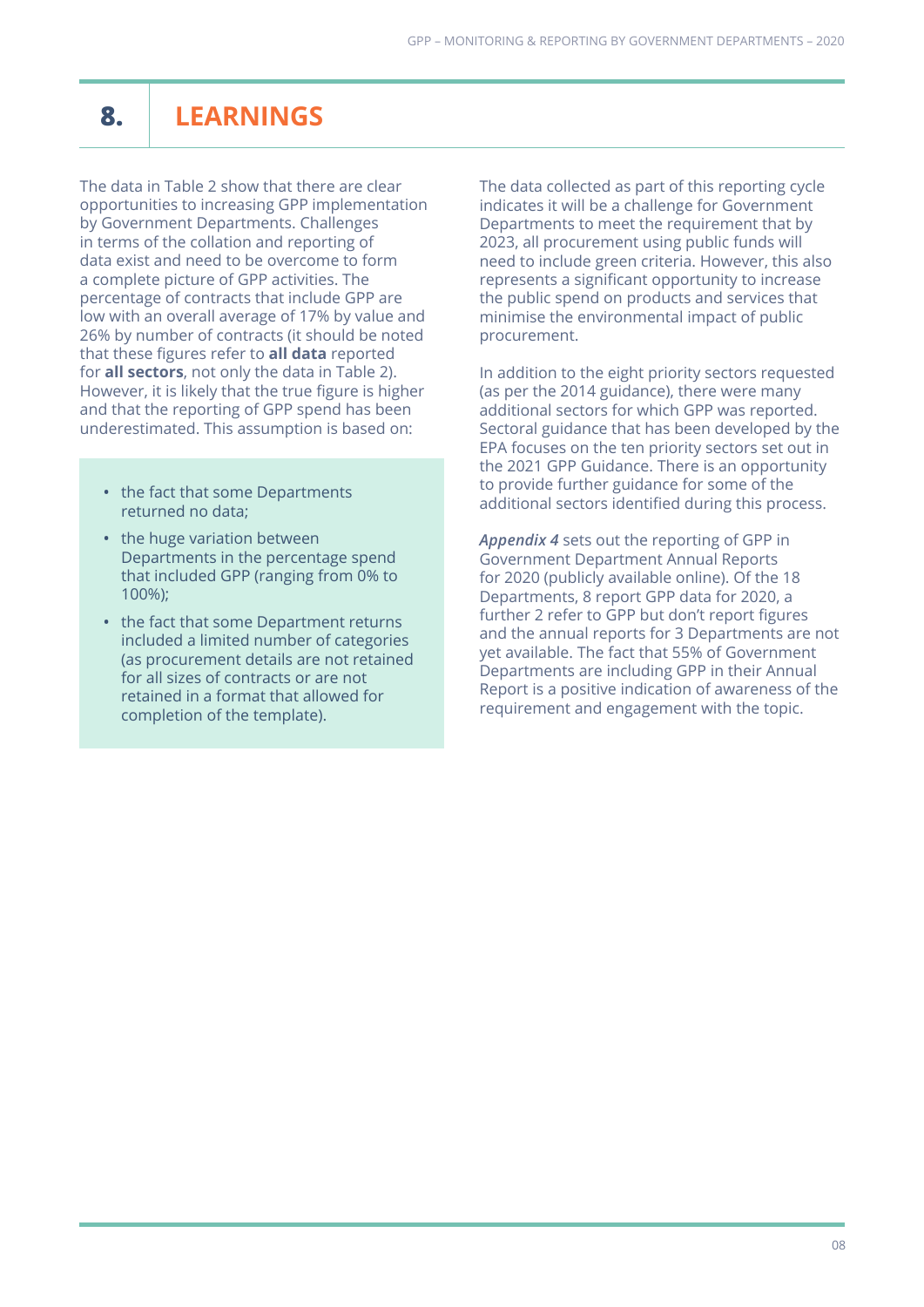# 8. LEARNINGS

The data in Table 2 show that there are clear opportunities to increasing GPP implementation by Government Departments. Challenges in terms of the collation and reporting of data exist and need to be overcome to form a complete picture of GPP activities. The percentage of contracts that include GPP are low with an overall average of 17% by value and 26% by number of contracts (it should be noted that these figures refer to **all data** reported for **all sectors**, not only the data in Table 2). However, it is likely that the true figure is higher and that the reporting of GPP spend has been underestimated. This assumption is based on:

- the fact that some Departments returned no data;
- the huge variation between Departments in the percentage spend that included GPP (ranging from 0% to 100%);
- the fact that some Department returns included a limited number of categories (as procurement details are not retained for all sizes of contracts or are not retained in a format that allowed for completion of the template).

The data collected as part of this reporting cycle indicates it will be a challenge for Government Departments to meet the requirement that by 2023, all procurement using public funds will need to include green criteria. However, this also represents a significant opportunity to increase the public spend on products and services that minimise the environmental impact of public procurement.

In addition to the eight priority sectors requested (as per the 2014 guidance), there were many additional sectors for which GPP was reported. Sectoral guidance that has been developed by the EPA focuses on the ten priority sectors set out in the 2021 GPP Guidance. There is an opportunity to provide further guidance for some of the additional sectors identified during this process.

***Appendix 4*** sets out the reporting of GPP in Government Department Annual Reports for 2020 (publicly available online). Of the 18 Departments, 8 report GPP data for 2020, a further 2 refer to GPP but don't report figures and the annual reports for 3 Departments are not yet available. The fact that 55% of Government Departments are including GPP in their Annual Report is a positive indication of awareness of the requirement and engagement with the topic.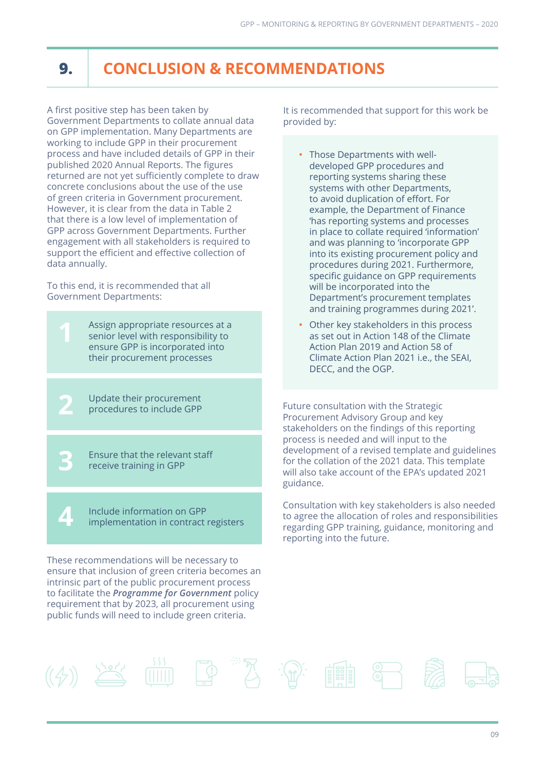# 9. CONCLUSION & RECOMMENDATIONS

A first positive step has been taken by Government Departments to collate annual data on GPP implementation. Many Departments are working to include GPP in their procurement process and have included details of GPP in their published 2020 Annual Reports. The figures returned are not yet sufficiently complete to draw concrete conclusions about the use of the use of green criteria in Government procurement. However, it is clear from the data in Table 2 that there is a low level of implementation of GPP across Government Departments. Further engagement with all stakeholders is required to support the efficient and effective collection of data annually.

To this end, it is recommended that all Government Departments:

1. Assign appropriate resources at a senior level with responsibility to ensure GPP is incorporated into their procurement processes
2. Update their procurement procedures to include GPP
3. Ensure that the relevant staff receive training in GPP
4. Include information on GPP implementation in contract registers

These recommendations will be necessary to ensure that inclusion of green criteria becomes an intrinsic part of the public procurement process to facilitate the ***Programme for Government*** policy requirement that by 2023, all procurement using public funds will need to include green criteria.

It is recommended that support for this work be provided by:

- Those Departments with well-developed GPP procedures and reporting systems sharing these systems with other Departments, to avoid duplication of effort. For example, the Department of Finance 'has reporting systems and processes in place to collate required 'information' and was planning to 'incorporate GPP into its existing procurement policy and procedures during 2021. Furthermore, specific guidance on GPP requirements will be incorporated into the Department's procurement templates and training programmes during 2021'.
- Other key stakeholders in this process as set out in Action 148 of the Climate Action Plan 2019 and Action 58 of Climate Action Plan 2021 i.e., the SEAI, DECC, and the OGP.

Future consultation with the Strategic Procurement Advisory Group and key stakeholders on the findings of this reporting process is needed and will input to the development of a revised template and guidelines for the collation of the 2021 data. This template will also take account of the EPA's updated 2021 guidance.

Consultation with key stakeholders is also needed to agree the allocation of roles and responsibilities regarding GPP training, guidance, monitoring and reporting into the future.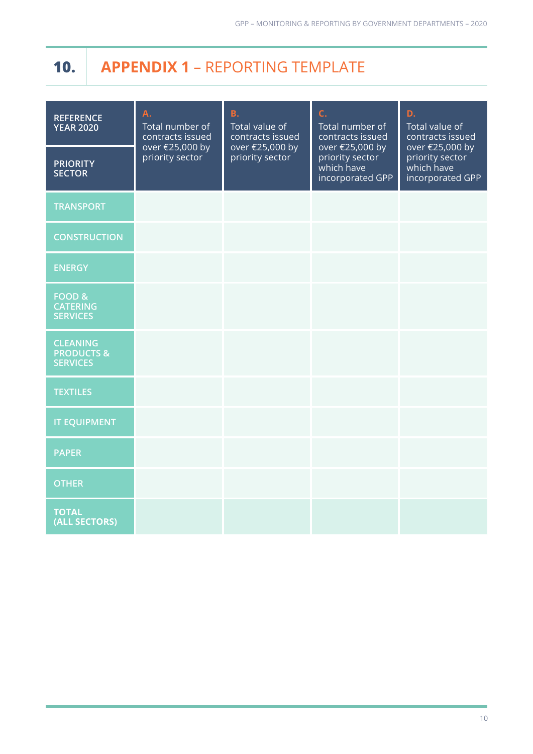# 10. APPENDIX 1 – REPORTING TEMPLATE

| REFERENCE YEAR 2020<br>PRIORITY SECTOR | A. Total number of contracts issued over €25,000 by priority sector | B. Total value of contracts issued over €25,000 by priority sector | C. Total number of contracts issued over €25,000 by priority sector which have incorporated GPP | D. Total value of contracts issued over €25,000 by priority sector which have incorporated GPP |
|---|---|---|---|---|
| TRANSPORT | | | | |
| CONSTRUCTION | | | | |
| ENERGY | | | | |
| FOOD & CATERING SERVICES | | | | |
| CLEANING PRODUCTS & SERVICES | | | | |
| TEXTILES | | | | |
| IT EQUIPMENT | | | | |
| PAPER | | | | |
| OTHER | | | | |
| TOTAL (ALL SECTORS) | | | | |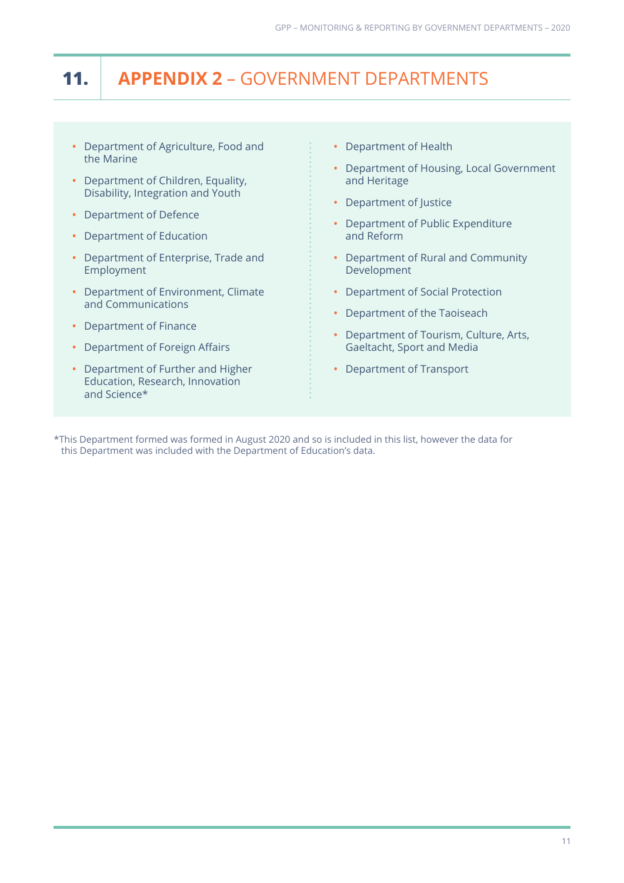# 11. APPENDIX 2 – GOVERNMENT DEPARTMENTS

- Department of Agriculture, Food and the Marine
- Department of Children, Equality, Disability, Integration and Youth
- Department of Defence
- Department of Education
- Department of Enterprise, Trade and Employment
- Department of Environment, Climate and Communications
- Department of Finance
- Department of Foreign Affairs
- Department of Further and Higher Education, Research, Innovation and Science*
- Department of Health
- Department of Housing, Local Government and Heritage
- Department of Justice
- Department of Public Expenditure and Reform
- Department of Rural and Community Development
- Department of Social Protection
- Department of the Taoiseach
- Department of Tourism, Culture, Arts, Gaeltacht, Sport and Media
- Department of Transport

*This Department formed was formed in August 2020 and so is included in this list, however the data for this Department was included with the Department of Education's data.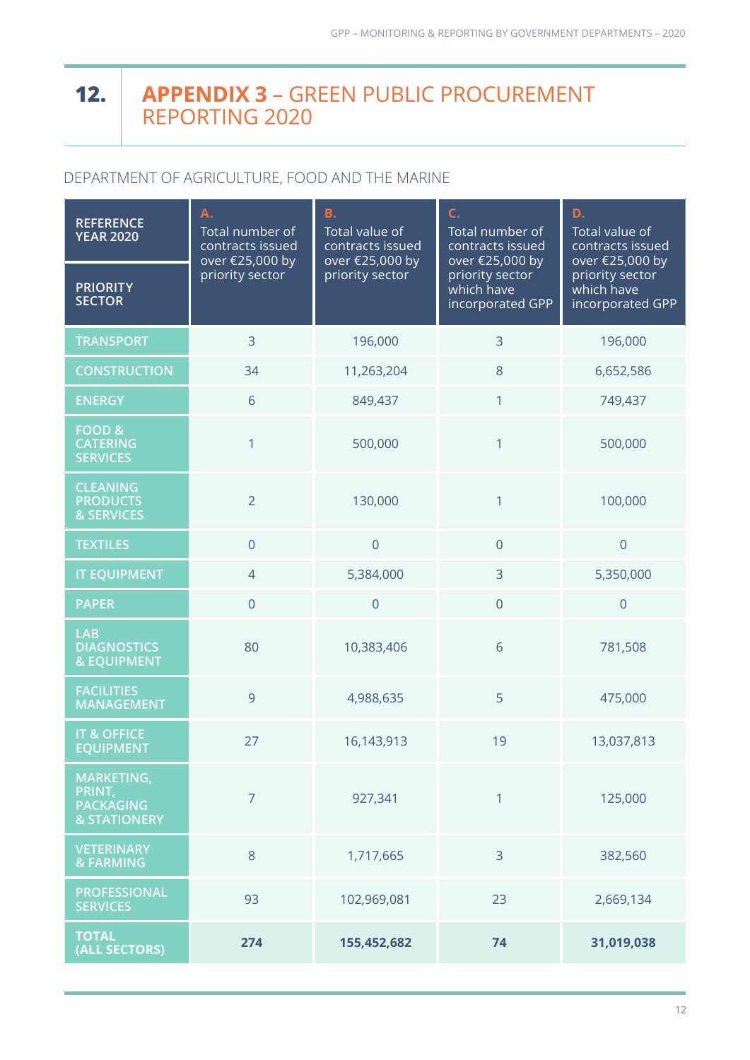# 12. APPENDIX 3 – GREEN PUBLIC PROCUREMENT REPORTING 2020

## DEPARTMENT OF AGRICULTURE, FOOD AND THE MARINE

| REFERENCE YEAR 2020 / PRIORITY SECTOR | A. Total number of contracts issued over €25,000 by priority sector | B. Total value of contracts issued over €25,000 by priority sector | C. Total number of contracts issued over €25,000 by priority sector which have incorporated GPP | D. Total value of contracts issued over €25,000 by priority sector which have incorporated GPP |
|---|---|---|---|---|
| TRANSPORT | 3 | 196,000 | 3 | 196,000 |
| CONSTRUCTION | 34 | 11,263,204 | 8 | 6,652,586 |
| ENERGY | 6 | 849,437 | 1 | 749,437 |
| FOOD & CATERING SERVICES | 1 | 500,000 | 1 | 500,000 |
| CLEANING PRODUCTS & SERVICES | 2 | 130,000 | 1 | 100,000 |
| TEXTILES | 0 | 0 | 0 | 0 |
| IT EQUIPMENT | 4 | 5,384,000 | 3 | 5,350,000 |
| PAPER | 0 | 0 | 0 | 0 |
| LAB DIAGNOSTICS & EQUIPMENT | 80 | 10,383,406 | 6 | 781,508 |
| FACILITIES MANAGEMENT | 9 | 4,988,635 | 5 | 475,000 |
| IT & OFFICE EQUIPMENT | 27 | 16,143,913 | 19 | 13,037,813 |
| MARKETING, PRINT, PACKAGING & STATIONERY | 7 | 927,341 | 1 | 125,000 |
| VETERINARY & FARMING | 8 | 1,717,665 | 3 | 382,560 |
| PROFESSIONAL SERVICES | 93 | 102,969,081 | 23 | 2,669,134 |
| **TOTAL (ALL SECTORS)** | **274** | **155,452,682** | **74** | **31,019,038** |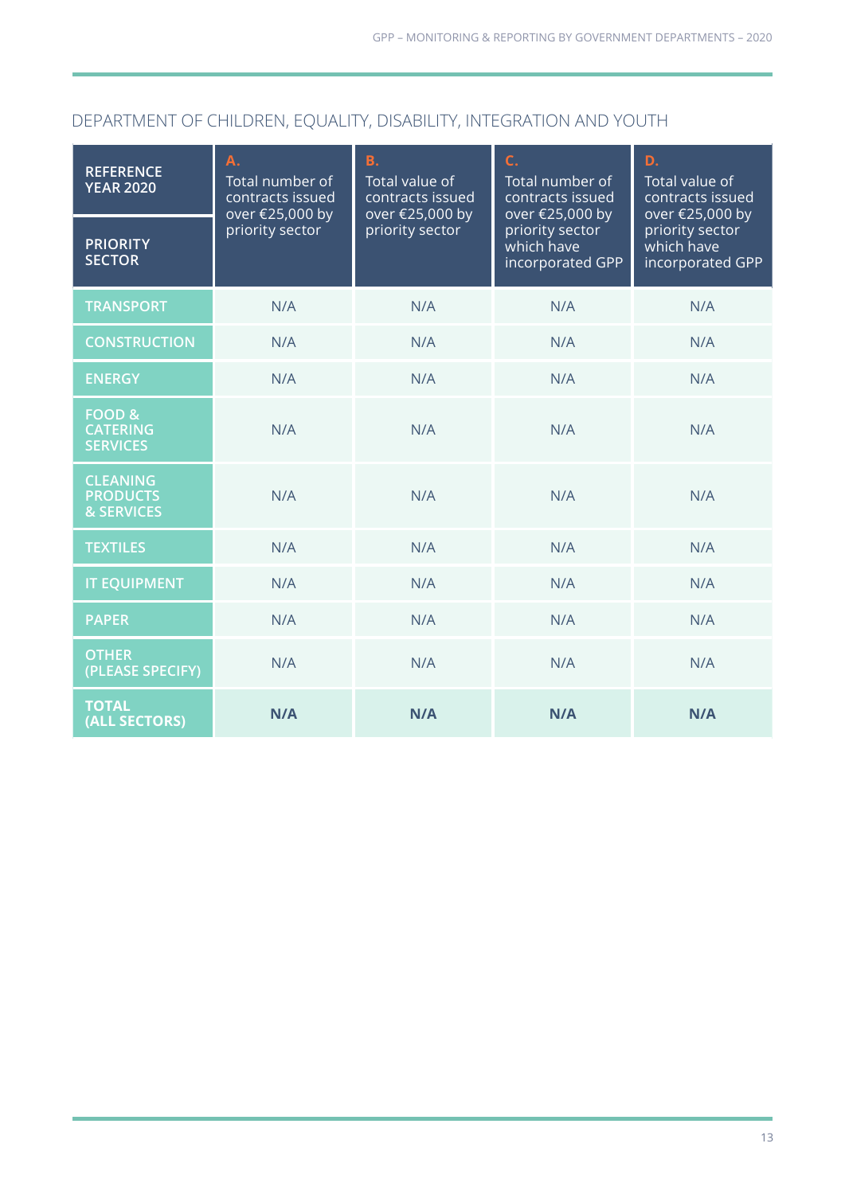## DEPARTMENT OF CHILDREN, EQUALITY, DISABILITY, INTEGRATION AND YOUTH

| REFERENCE YEAR 2020 / PRIORITY SECTOR | A. Total number of contracts issued over €25,000 by priority sector | B. Total value of contracts issued over €25,000 by priority sector | C. Total number of contracts issued over €25,000 by priority sector which have incorporated GPP | D. Total value of contracts issued over €25,000 by priority sector which have incorporated GPP |
|---|---|---|---|---|
| TRANSPORT | N/A | N/A | N/A | N/A |
| CONSTRUCTION | N/A | N/A | N/A | N/A |
| ENERGY | N/A | N/A | N/A | N/A |
| FOOD & CATERING SERVICES | N/A | N/A | N/A | N/A |
| CLEANING PRODUCTS & SERVICES | N/A | N/A | N/A | N/A |
| TEXTILES | N/A | N/A | N/A | N/A |
| IT EQUIPMENT | N/A | N/A | N/A | N/A |
| PAPER | N/A | N/A | N/A | N/A |
| OTHER (PLEASE SPECIFY) | N/A | N/A | N/A | N/A |
| **TOTAL (ALL SECTORS)** | **N/A** | **N/A** | **N/A** | **N/A** |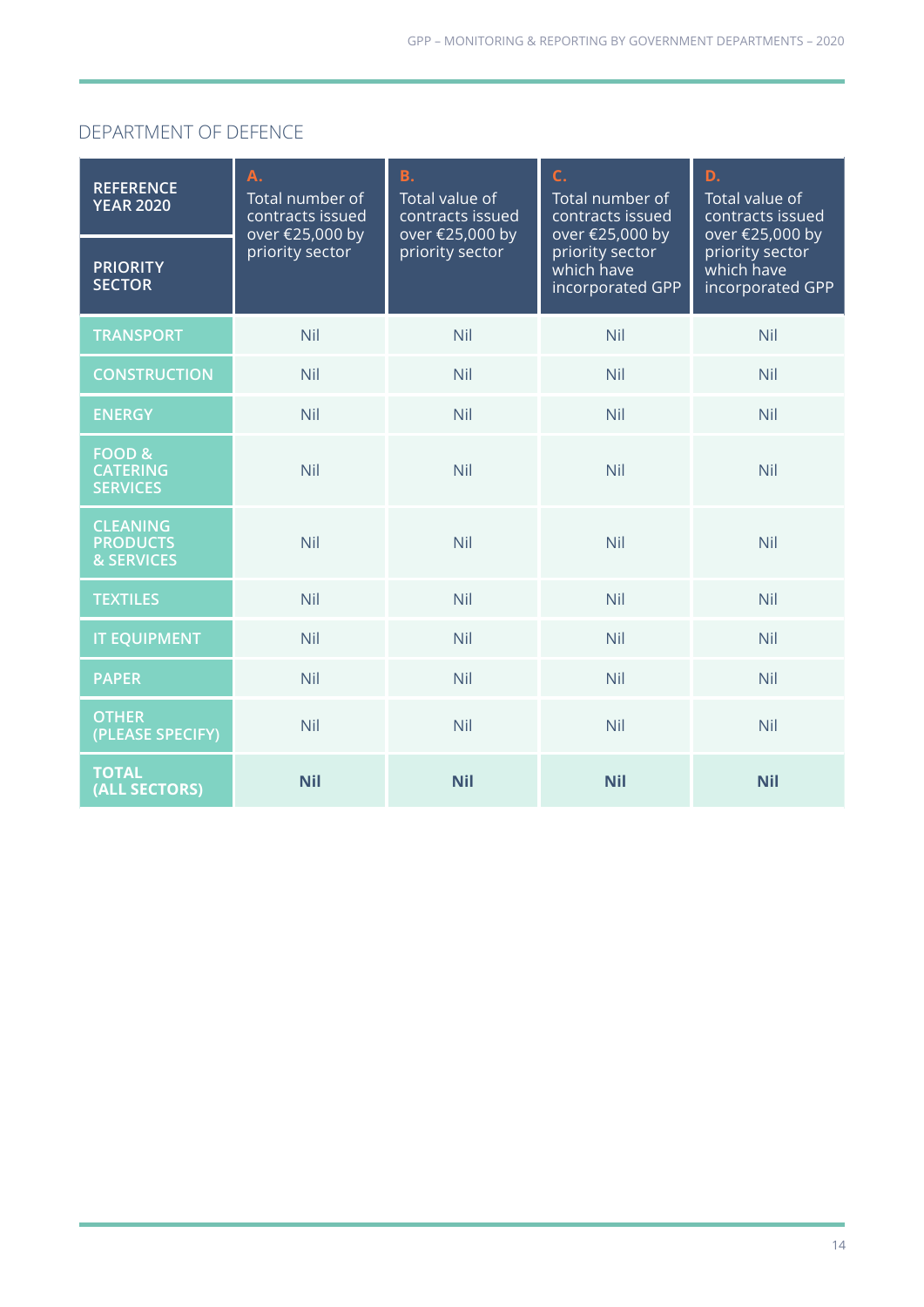## DEPARTMENT OF DEFENCE

| REFERENCE YEAR 2020<br>PRIORITY SECTOR | A. Total number of contracts issued over €25,000 by priority sector | B. Total value of contracts issued over €25,000 by priority sector | C. Total number of contracts issued over €25,000 by priority sector which have incorporated GPP | D. Total value of contracts issued over €25,000 by priority sector which have incorporated GPP |
|---|---|---|---|---|
| TRANSPORT | Nil | Nil | Nil | Nil |
| CONSTRUCTION | Nil | Nil | Nil | Nil |
| ENERGY | Nil | Nil | Nil | Nil |
| FOOD & CATERING SERVICES | Nil | Nil | Nil | Nil |
| CLEANING PRODUCTS & SERVICES | Nil | Nil | Nil | Nil |
| TEXTILES | Nil | Nil | Nil | Nil |
| IT EQUIPMENT | Nil | Nil | Nil | Nil |
| PAPER | Nil | Nil | Nil | Nil |
| OTHER (PLEASE SPECIFY) | Nil | Nil | Nil | Nil |
| **TOTAL (ALL SECTORS)** | **Nil** | **Nil** | **Nil** | **Nil** |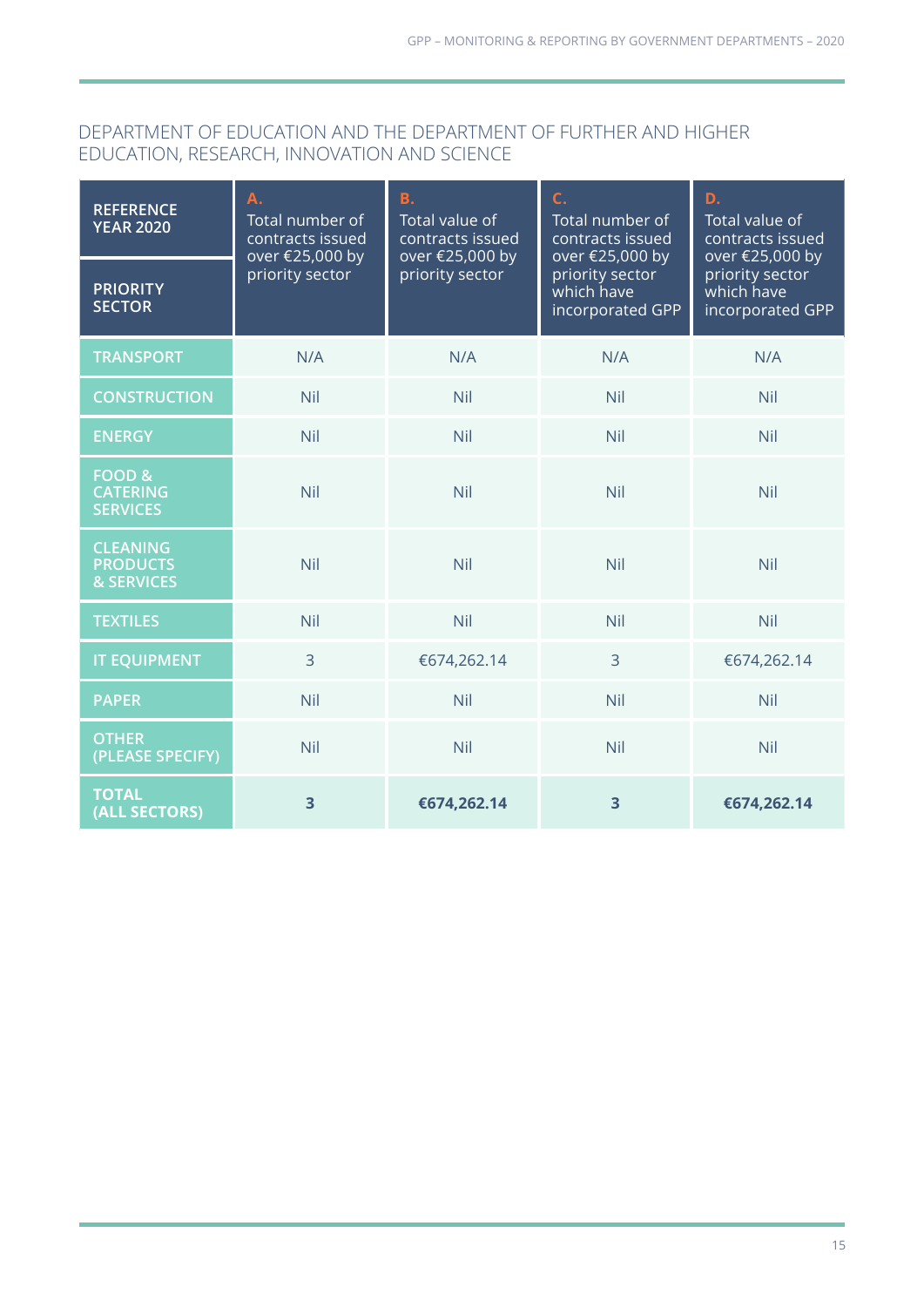## DEPARTMENT OF EDUCATION AND THE DEPARTMENT OF FURTHER AND HIGHER EDUCATION, RESEARCH, INNOVATION AND SCIENCE

| REFERENCE YEAR 2020 / PRIORITY SECTOR | A. Total number of contracts issued over €25,000 by priority sector | B. Total value of contracts issued over €25,000 by priority sector | C. Total number of contracts issued over €25,000 by priority sector which have incorporated GPP | D. Total value of contracts issued over €25,000 by priority sector which have incorporated GPP |
|---|---|---|---|---|
| TRANSPORT | N/A | N/A | N/A | N/A |
| CONSTRUCTION | Nil | Nil | Nil | Nil |
| ENERGY | Nil | Nil | Nil | Nil |
| FOOD & CATERING SERVICES | Nil | Nil | Nil | Nil |
| CLEANING PRODUCTS & SERVICES | Nil | Nil | Nil | Nil |
| TEXTILES | Nil | Nil | Nil | Nil |
| IT EQUIPMENT | 3 | €674,262.14 | 3 | €674,262.14 |
| PAPER | Nil | Nil | Nil | Nil |
| OTHER (PLEASE SPECIFY) | Nil | Nil | Nil | Nil |
| **TOTAL (ALL SECTORS)** | **3** | **€674,262.14** | **3** | **€674,262.14** |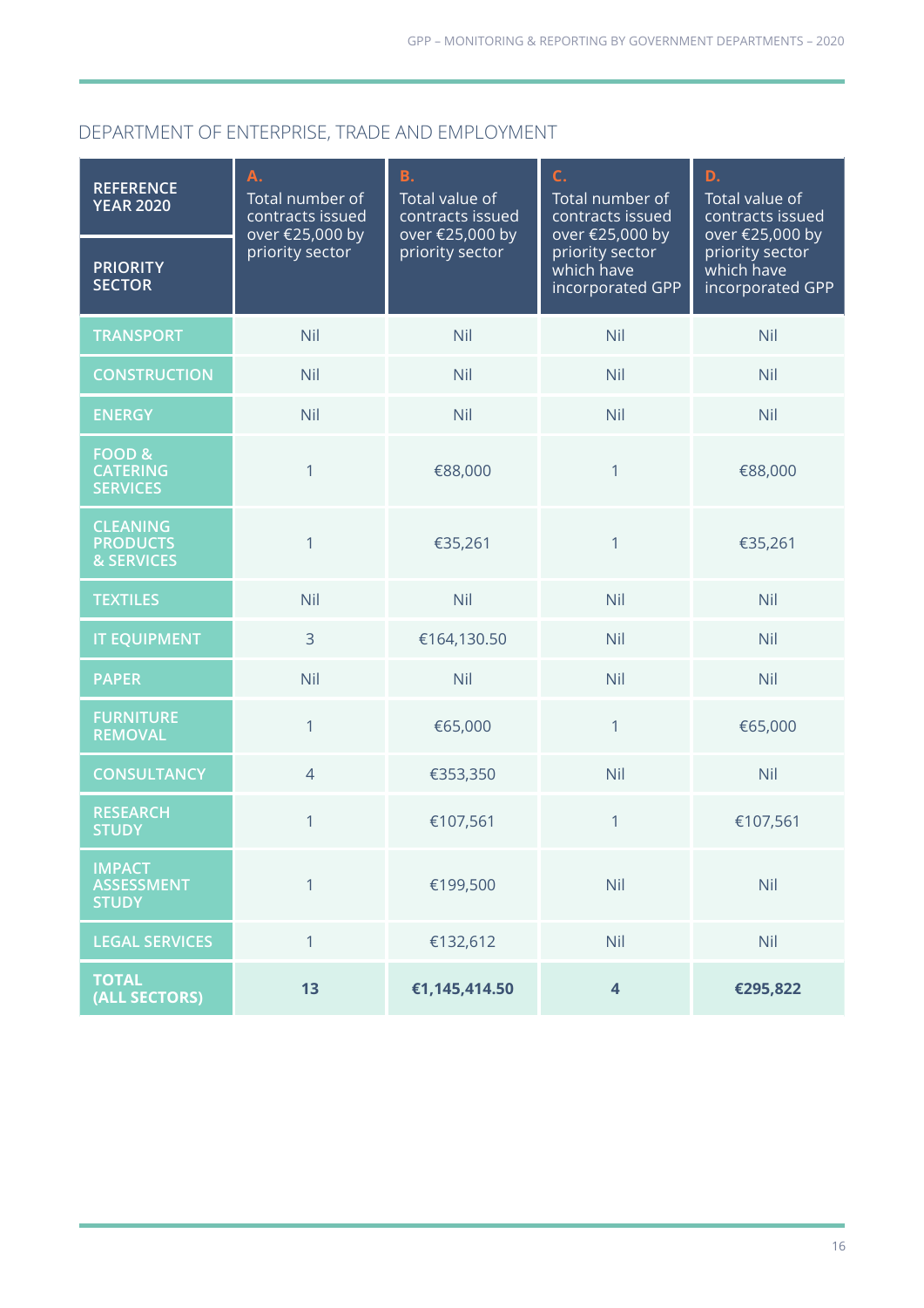## DEPARTMENT OF ENTERPRISE, TRADE AND EMPLOYMENT

| REFERENCE YEAR 2020<br>PRIORITY SECTOR | A. Total number of contracts issued over €25,000 by priority sector | B. Total value of contracts issued over €25,000 by priority sector | C. Total number of contracts issued over €25,000 by priority sector which have incorporated GPP | D. Total value of contracts issued over €25,000 by priority sector which have incorporated GPP |
|---|---|---|---|---|
| TRANSPORT | Nil | Nil | Nil | Nil |
| CONSTRUCTION | Nil | Nil | Nil | Nil |
| ENERGY | Nil | Nil | Nil | Nil |
| FOOD & CATERING SERVICES | 1 | €88,000 | 1 | €88,000 |
| CLEANING PRODUCTS & SERVICES | 1 | €35,261 | 1 | €35,261 |
| TEXTILES | Nil | Nil | Nil | Nil |
| IT EQUIPMENT | 3 | €164,130.50 | Nil | Nil |
| PAPER | Nil | Nil | Nil | Nil |
| FURNITURE REMOVAL | 1 | €65,000 | 1 | €65,000 |
| CONSULTANCY | 4 | €353,350 | Nil | Nil |
| RESEARCH STUDY | 1 | €107,561 | 1 | €107,561 |
| IMPACT ASSESSMENT STUDY | 1 | €199,500 | Nil | Nil |
| LEGAL SERVICES | 1 | €132,612 | Nil | Nil |
| **TOTAL (ALL SECTORS)** | **13** | **€1,145,414.50** | **4** | **€295,822** |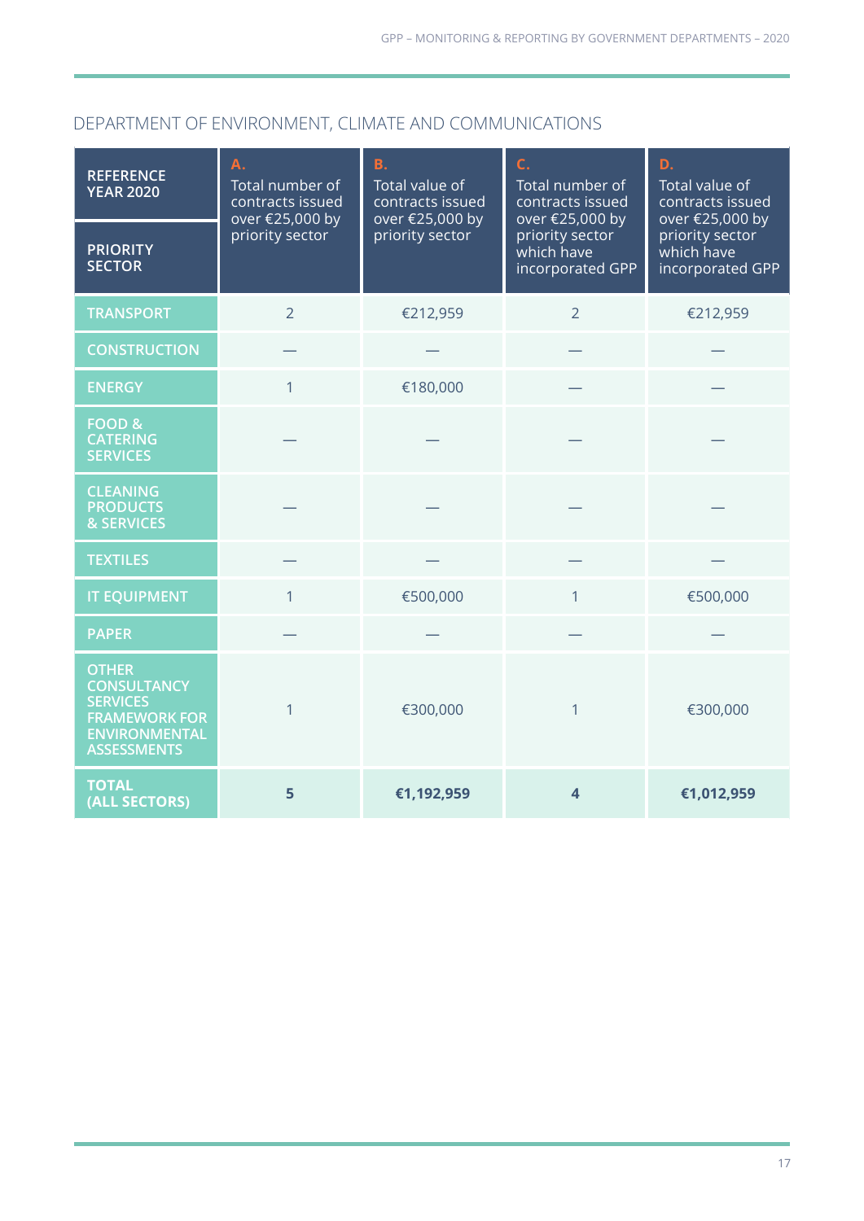## DEPARTMENT OF ENVIRONMENT, CLIMATE AND COMMUNICATIONS

| REFERENCE YEAR 2020 / PRIORITY SECTOR | A. Total number of contracts issued over €25,000 by priority sector | B. Total value of contracts issued over €25,000 by priority sector | C. Total number of contracts issued over €25,000 by priority sector which have incorporated GPP | D. Total value of contracts issued over €25,000 by priority sector which have incorporated GPP |
|---|---|---|---|---|
| TRANSPORT | 2 | €212,959 | 2 | €212,959 |
| CONSTRUCTION | — | — | — | — |
| ENERGY | 1 | €180,000 | — | — |
| FOOD & CATERING SERVICES | — | — | — | — |
| CLEANING PRODUCTS & SERVICES | — | — | — | — |
| TEXTILES | — | — | — | — |
| IT EQUIPMENT | 1 | €500,000 | 1 | €500,000 |
| PAPER | — | — | — | — |
| OTHER CONSULTANCY SERVICES FRAMEWORK FOR ENVIRONMENTAL ASSESSMENTS | 1 | €300,000 | 1 | €300,000 |
| **TOTAL (ALL SECTORS)** | **5** | **€1,192,959** | **4** | **€1,012,959** |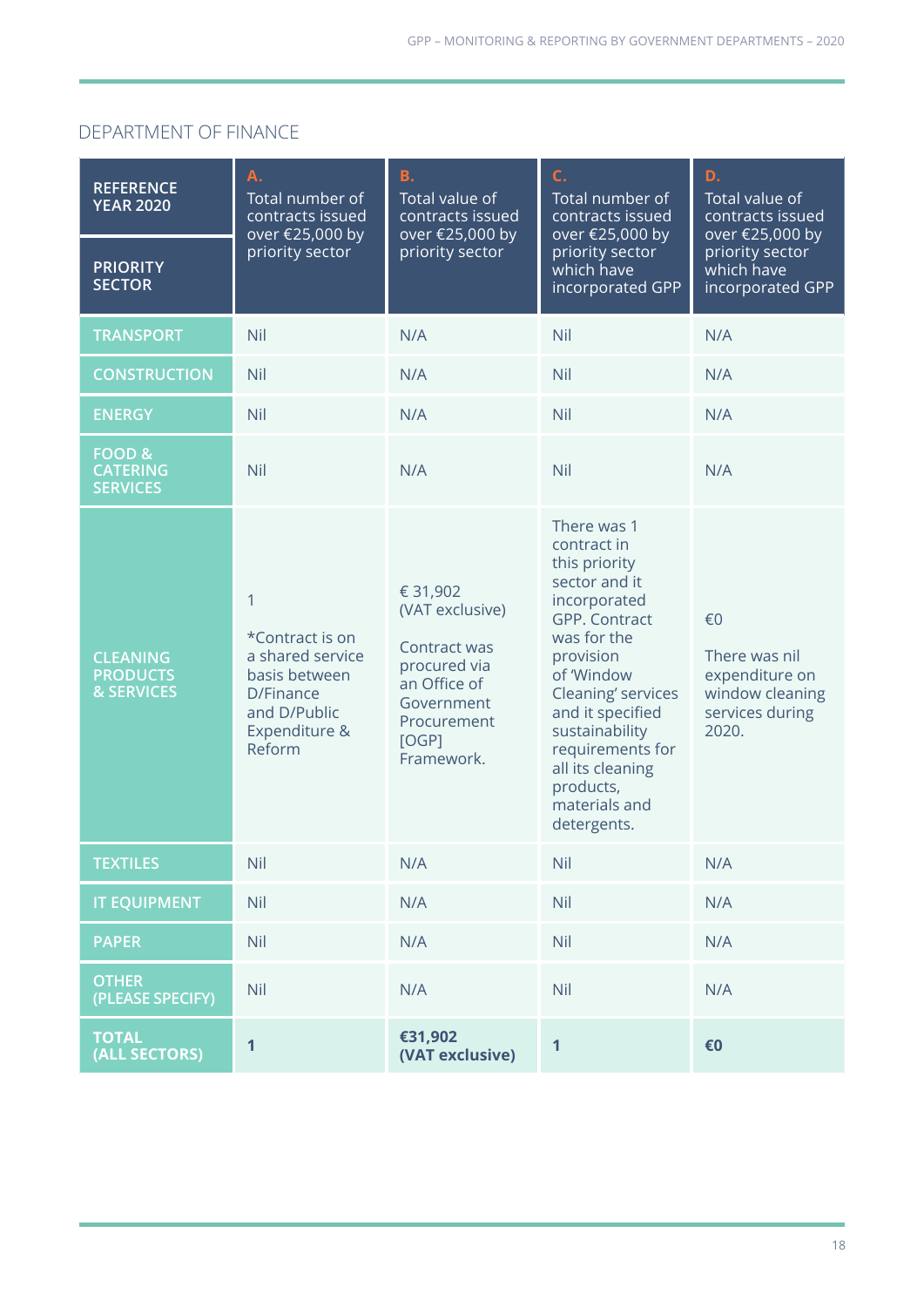## DEPARTMENT OF FINANCE

| REFERENCE YEAR 2020 / PRIORITY SECTOR | A. Total number of contracts issued over €25,000 by priority sector | B. Total value of contracts issued over €25,000 by priority sector | C. Total number of contracts issued over €25,000 by priority sector which have incorporated GPP | D. Total value of contracts issued over €25,000 by priority sector which have incorporated GPP |
|---|---|---|---|---|
| TRANSPORT | Nil | N/A | Nil | N/A |
| CONSTRUCTION | Nil | N/A | Nil | N/A |
| ENERGY | Nil | N/A | Nil | N/A |
| FOOD & CATERING SERVICES | Nil | N/A | Nil | N/A |
| CLEANING PRODUCTS & SERVICES | 1<br><br>*Contract is on a shared service basis between D/Finance and D/Public Expenditure & Reform | € 31,902 (VAT exclusive)<br><br>Contract was procured via an Office of Government Procurement [OGP] Framework. | There was 1 contract in this priority sector and it incorporated GPP. Contract was for the provision of 'Window Cleaning' services and it specified sustainability requirements for all its cleaning products, materials and detergents. | €0<br><br>There was nil expenditure on window cleaning services during 2020. |
| TEXTILES | Nil | N/A | Nil | N/A |
| IT EQUIPMENT | Nil | N/A | Nil | N/A |
| PAPER | Nil | N/A | Nil | N/A |
| OTHER (PLEASE SPECIFY) | Nil | N/A | Nil | N/A |
| **TOTAL (ALL SECTORS)** | **1** | **€31,902 (VAT exclusive)** | **1** | **€0** |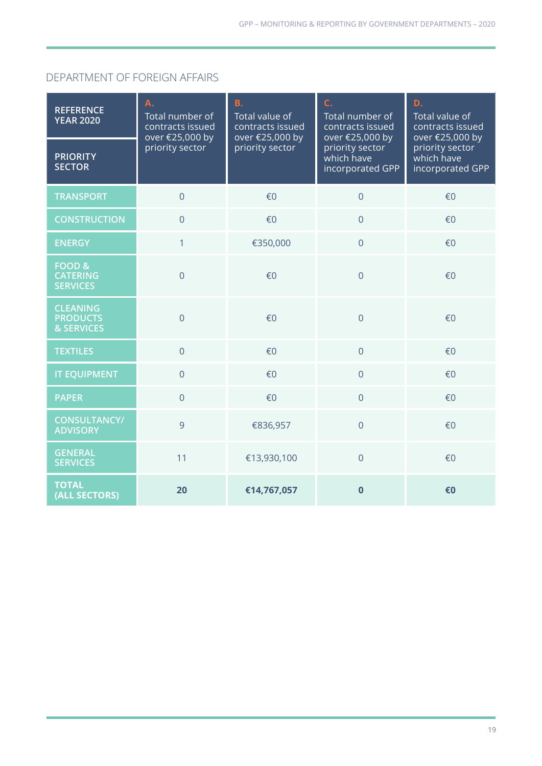## DEPARTMENT OF FOREIGN AFFAIRS

| REFERENCE YEAR 2020 / PRIORITY SECTOR | A. Total number of contracts issued over €25,000 by priority sector | B. Total value of contracts issued over €25,000 by priority sector | C. Total number of contracts issued over €25,000 by priority sector which have incorporated GPP | D. Total value of contracts issued over €25,000 by priority sector which have incorporated GPP |
|---|---|---|---|---|
| TRANSPORT | 0 | €0 | 0 | €0 |
| CONSTRUCTION | 0 | €0 | 0 | €0 |
| ENERGY | 1 | €350,000 | 0 | €0 |
| FOOD & CATERING SERVICES | 0 | €0 | 0 | €0 |
| CLEANING PRODUCTS & SERVICES | 0 | €0 | 0 | €0 |
| TEXTILES | 0 | €0 | 0 | €0 |
| IT EQUIPMENT | 0 | €0 | 0 | €0 |
| PAPER | 0 | €0 | 0 | €0 |
| CONSULTANCY/ ADVISORY | 9 | €836,957 | 0 | €0 |
| GENERAL SERVICES | 11 | €13,930,100 | 0 | €0 |
| **TOTAL (ALL SECTORS)** | **20** | **€14,767,057** | **0** | **€0** |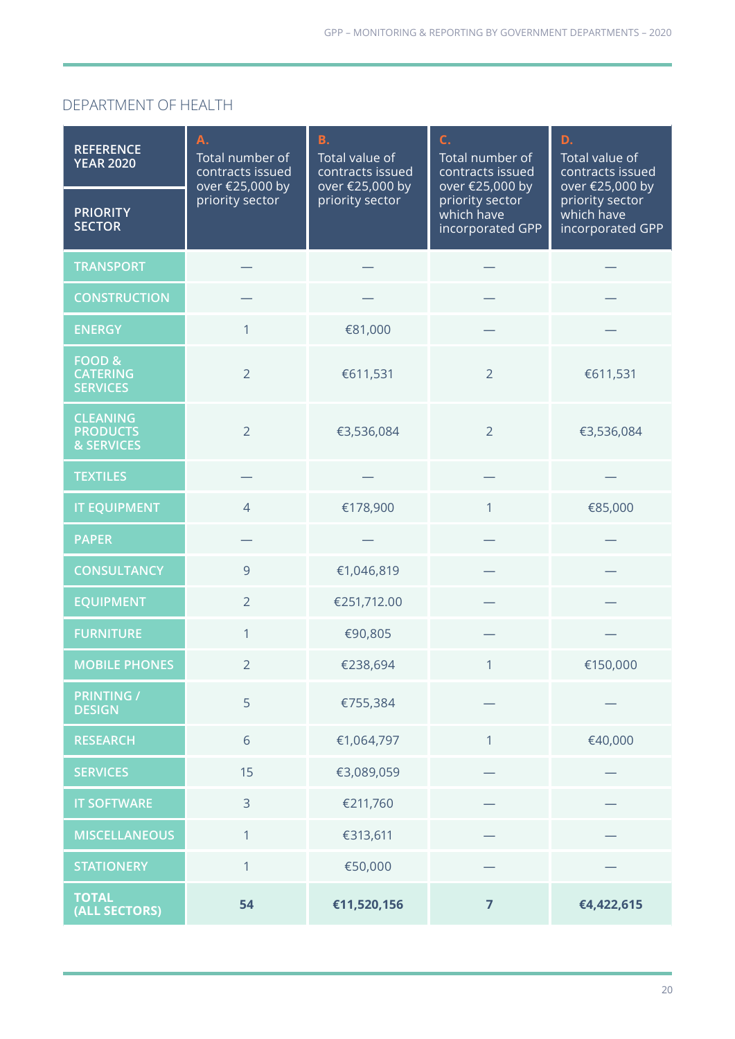## DEPARTMENT OF HEALTH

| REFERENCE YEAR 2020 / PRIORITY SECTOR | A. Total number of contracts issued over €25,000 by priority sector | B. Total value of contracts issued over €25,000 by priority sector | C. Total number of contracts issued over €25,000 by priority sector which have incorporated GPP | D. Total value of contracts issued over €25,000 by priority sector which have incorporated GPP |
|---|---|---|---|---|
| TRANSPORT | — | — | — | — |
| CONSTRUCTION | — | — | — | — |
| ENERGY | 1 | €81,000 | — | — |
| FOOD & CATERING SERVICES | 2 | €611,531 | 2 | €611,531 |
| CLEANING PRODUCTS & SERVICES | 2 | €3,536,084 | 2 | €3,536,084 |
| TEXTILES | — | — | — | — |
| IT EQUIPMENT | 4 | €178,900 | 1 | €85,000 |
| PAPER | — | — | — | — |
| CONSULTANCY | 9 | €1,046,819 | — | — |
| EQUIPMENT | 2 | €251,712.00 | — | — |
| FURNITURE | 1 | €90,805 | — | — |
| MOBILE PHONES | 2 | €238,694 | 1 | €150,000 |
| PRINTING / DESIGN | 5 | €755,384 | — | — |
| RESEARCH | 6 | €1,064,797 | 1 | €40,000 |
| SERVICES | 15 | €3,089,059 | — | — |
| IT SOFTWARE | 3 | €211,760 | — | — |
| MISCELLANEOUS | 1 | €313,611 | — | — |
| STATIONERY | 1 | €50,000 | — | — |
| **TOTAL (ALL SECTORS)** | **54** | **€11,520,156** | **7** | **€4,422,615** |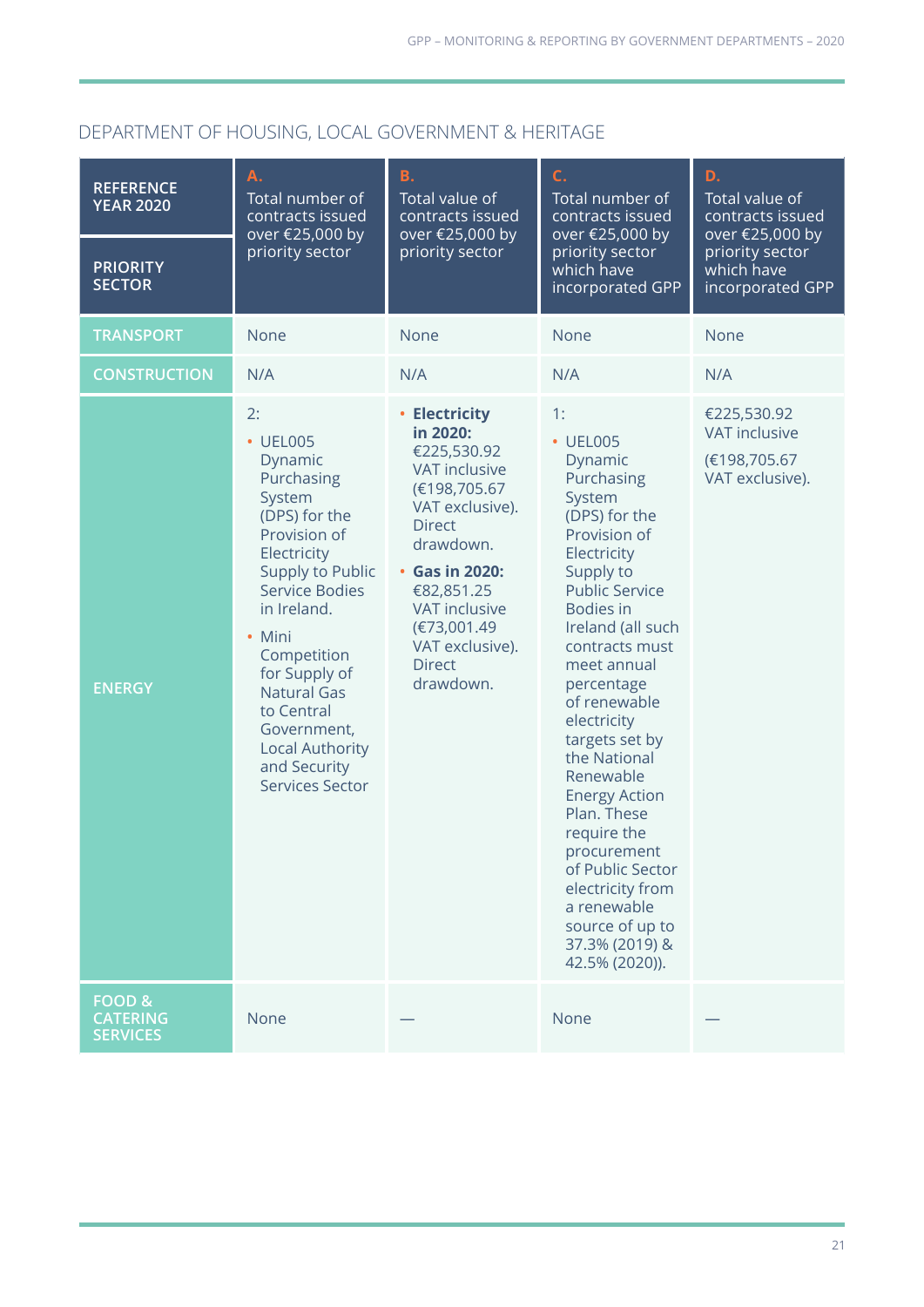## DEPARTMENT OF HOUSING, LOCAL GOVERNMENT & HERITAGE

| REFERENCE YEAR 2020<br><br>PRIORITY SECTOR | A.<br>Total number of contracts issued over €25,000 by priority sector | B.<br>Total value of contracts issued over €25,000 by priority sector | C.<br>Total number of contracts issued over €25,000 by priority sector which have incorporated GPP | D.<br>Total value of contracts issued over €25,000 by priority sector which have incorporated GPP |
|---|---|---|---|---|
| TRANSPORT | None | None | None | None |
| CONSTRUCTION | N/A | N/A | N/A | N/A |
| ENERGY | 2:<br>• UEL005 Dynamic Purchasing System (DPS) for the Provision of Electricity Supply to Public Service Bodies in Ireland.<br>• Mini Competition for Supply of Natural Gas to Central Government, Local Authority and Security Services Sector | • **Electricity in 2020:** €225,530.92 VAT inclusive (€198,705.67 VAT exclusive). Direct drawdown.<br>• **Gas in 2020:** €82,851.25 VAT inclusive (€73,001.49 VAT exclusive). Direct drawdown. | 1:<br>• UEL005 Dynamic Purchasing System (DPS) for the Provision of Electricity Supply to Public Service Bodies in Ireland (all such contracts must meet annual percentage of renewable electricity targets set by the National Renewable Energy Action Plan. These require the procurement of Public Sector electricity from a renewable source of up to 37.3% (2019) & 42.5% (2020)). | €225,530.92 VAT inclusive<br><br>(€198,705.67 VAT exclusive). |
| FOOD & CATERING SERVICES | None | — | None | — |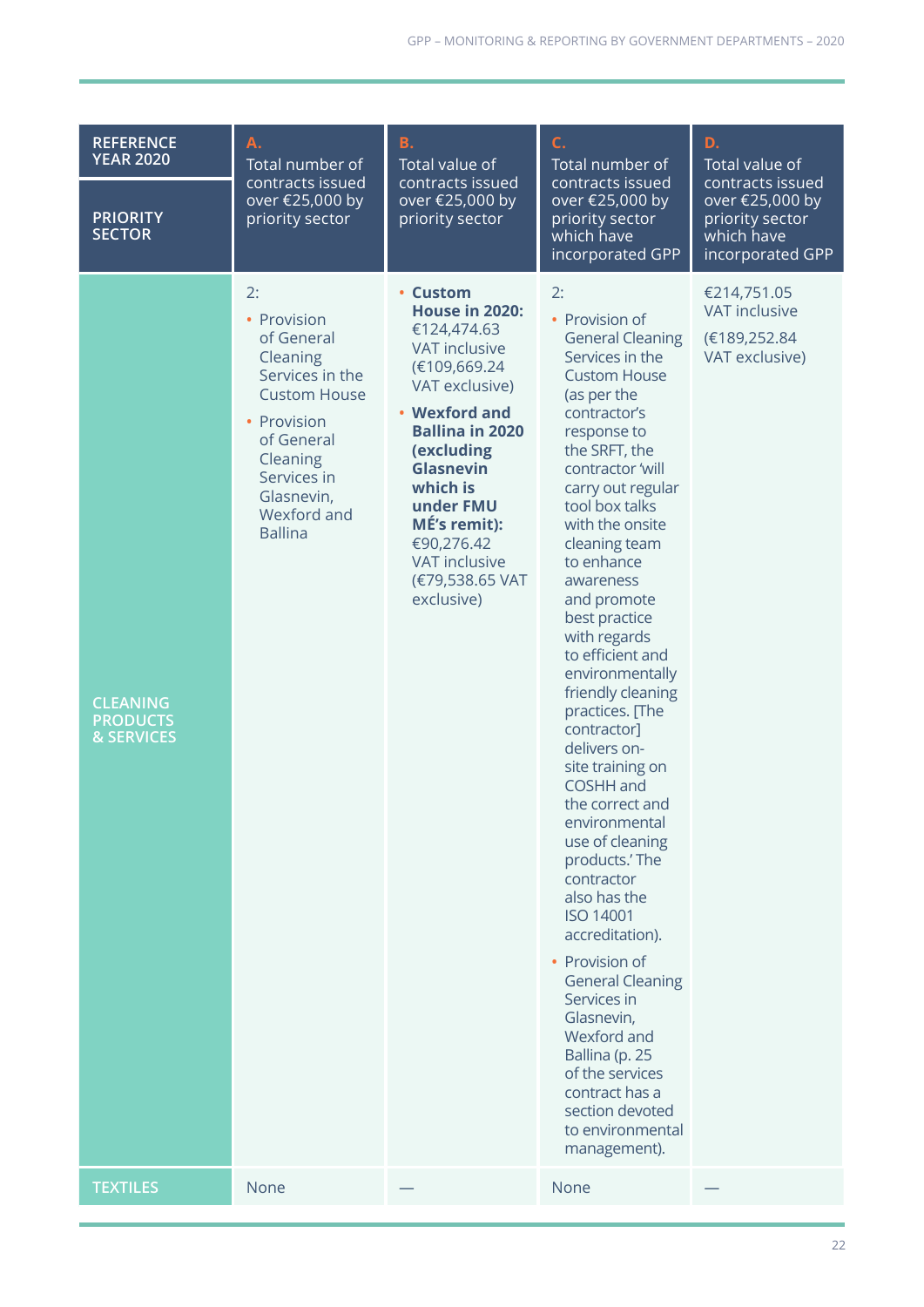| REFERENCE YEAR 2020 / PRIORITY SECTOR | A. Total number of contracts issued over €25,000 by priority sector | B. Total value of contracts issued over €25,000 by priority sector | C. Total number of contracts issued over €25,000 by priority sector which have incorporated GPP | D. Total value of contracts issued over €25,000 by priority sector which have incorporated GPP |
|---|---|---|---|---|
| CLEANING PRODUCTS & SERVICES | 2:<br>• Provision of General Cleaning Services in the Custom House<br>• Provision of General Cleaning Services in Glasnevin, Wexford and Ballina | • **Custom House in 2020:** €124,474.63 VAT inclusive (€109,669.24 VAT exclusive)<br>• **Wexford and Ballina in 2020 (excluding Glasnevin which is under FMU MÉ's remit):** €90,276.42 VAT inclusive (€79,538.65 VAT exclusive) | 2:<br>• Provision of General Cleaning Services in the Custom House (as per the contractor's response to the SRFT, the contractor 'will carry out regular tool box talks with the onsite cleaning team to enhance awareness and promote best practice with regards to efficient and environmentally friendly cleaning practices. [The contractor] delivers on-site training on COSHH and the correct and environmental use of cleaning products.' The contractor also has the ISO 14001 accreditation).<br>• Provision of General Cleaning Services in Glasnevin, Wexford and Ballina (p. 25 of the services contract has a section devoted to environmental management). | €214,751.05 VAT inclusive<br>(€189,252.84 VAT exclusive) |
| TEXTILES | None | — | None | — |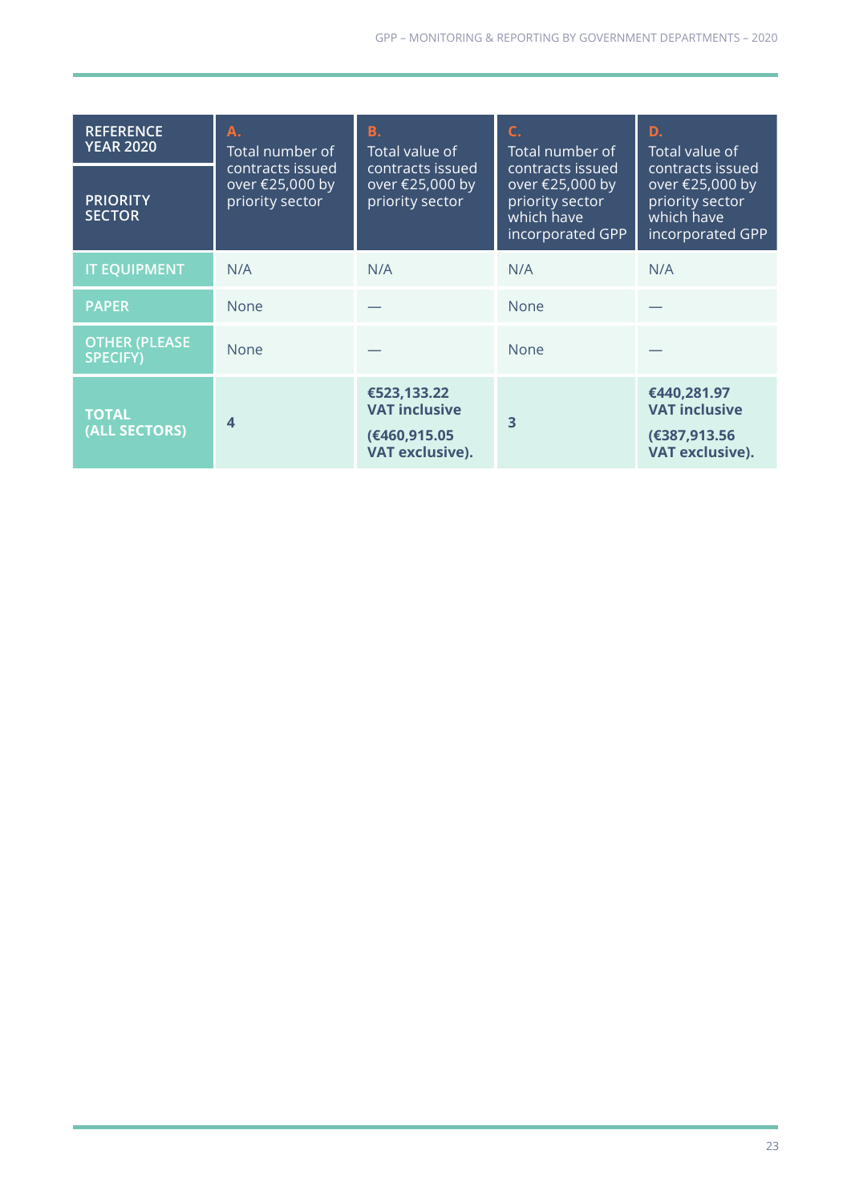| REFERENCE YEAR 2020<br>PRIORITY SECTOR | A. Total number of contracts issued over €25,000 by priority sector | B. Total value of contracts issued over €25,000 by priority sector | C. Total number of contracts issued over €25,000 by priority sector which have incorporated GPP | D. Total value of contracts issued over €25,000 by priority sector which have incorporated GPP |
|---|---|---|---|---|
| IT EQUIPMENT | N/A | N/A | N/A | N/A |
| PAPER | None | — | None | — |
| OTHER (PLEASE SPECIFY) | None | — | None | — |
| **TOTAL (ALL SECTORS)** | **4** | **€523,133.22 VAT inclusive (€460,915.05 VAT exclusive).** | **3** | **€440,281.97 VAT inclusive (€387,913.56 VAT exclusive).** |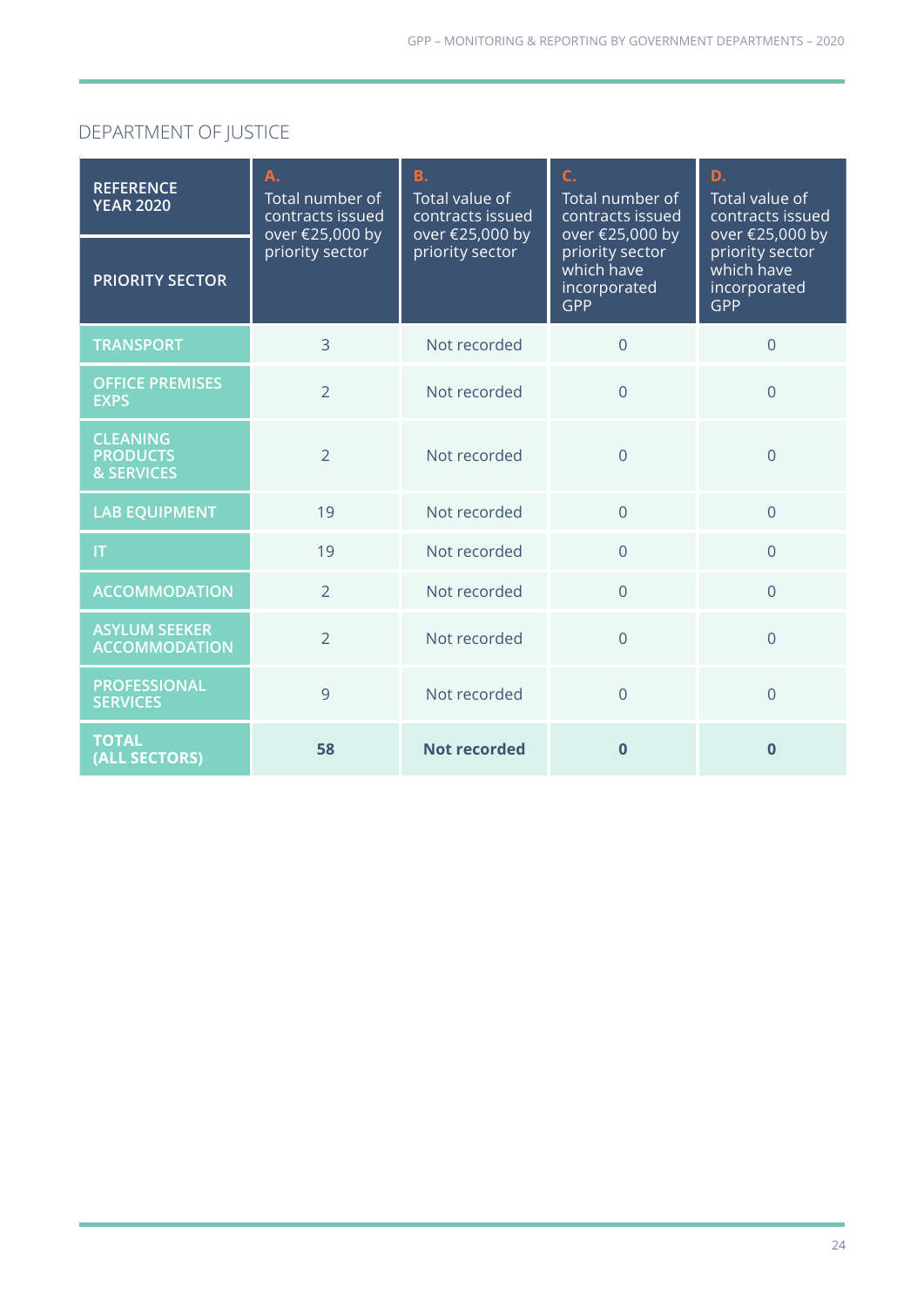## DEPARTMENT OF JUSTICE

| REFERENCE YEAR 2020<br>PRIORITY SECTOR | A. Total number of contracts issued over €25,000 by priority sector | B. Total value of contracts issued over €25,000 by priority sector | C. Total number of contracts issued over €25,000 by priority sector which have incorporated GPP | D. Total value of contracts issued over €25,000 by priority sector which have incorporated GPP |
|---|---|---|---|---|
| TRANSPORT | 3 | Not recorded | 0 | 0 |
| OFFICE PREMISES EXPS | 2 | Not recorded | 0 | 0 |
| CLEANING PRODUCTS & SERVICES | 2 | Not recorded | 0 | 0 |
| LAB EQUIPMENT | 19 | Not recorded | 0 | 0 |
| IT | 19 | Not recorded | 0 | 0 |
| ACCOMMODATION | 2 | Not recorded | 0 | 0 |
| ASYLUM SEEKER ACCOMMODATION | 2 | Not recorded | 0 | 0 |
| PROFESSIONAL SERVICES | 9 | Not recorded | 0 | 0 |
| **TOTAL (ALL SECTORS)** | **58** | **Not recorded** | **0** | **0** |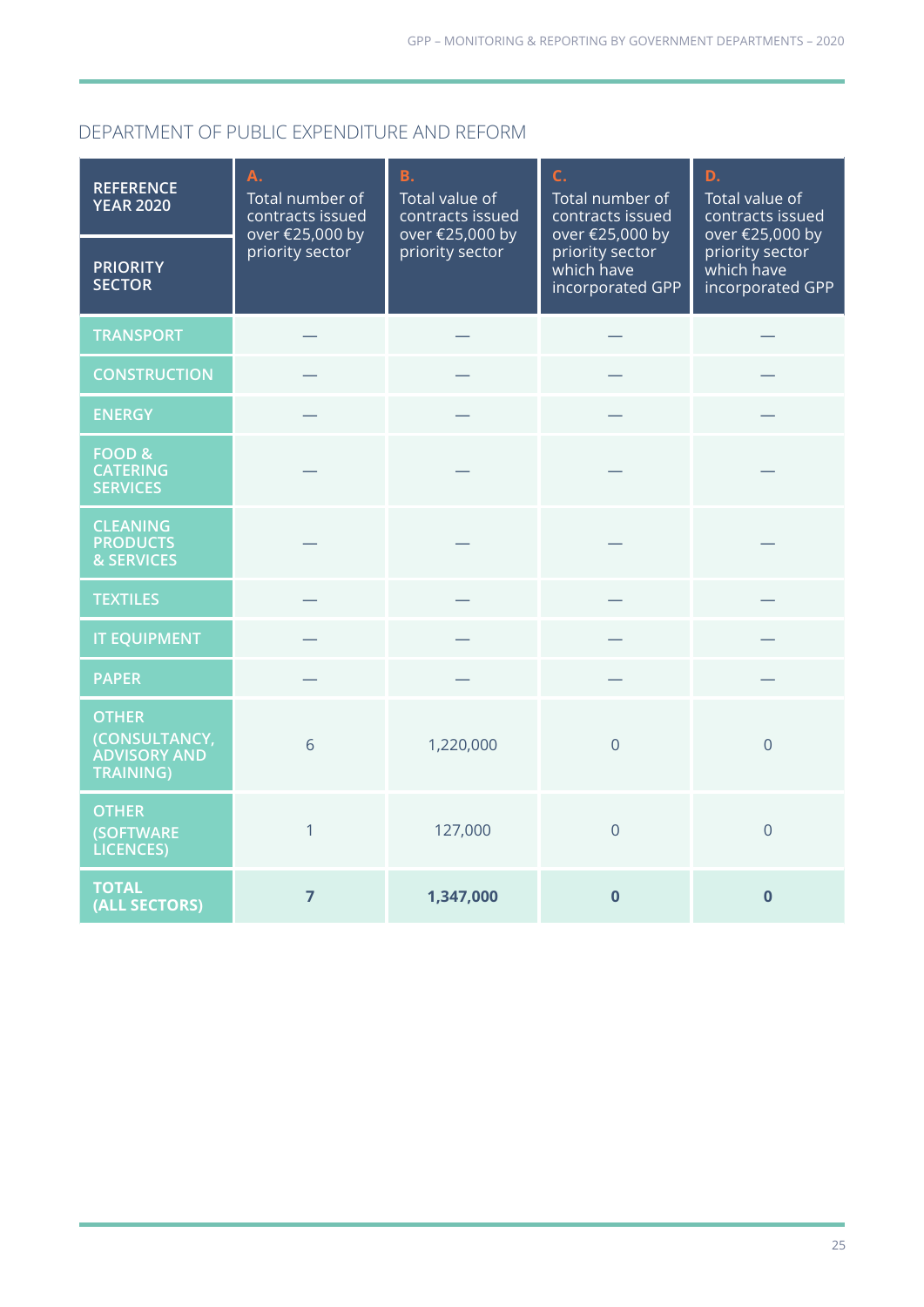## DEPARTMENT OF PUBLIC EXPENDITURE AND REFORM

| REFERENCE YEAR 2020 / PRIORITY SECTOR | A. Total number of contracts issued over €25,000 by priority sector | B. Total value of contracts issued over €25,000 by priority sector | C. Total number of contracts issued over €25,000 by priority sector which have incorporated GPP | D. Total value of contracts issued over €25,000 by priority sector which have incorporated GPP |
|---|---|---|---|---|
| TRANSPORT | — | — | — | — |
| CONSTRUCTION | — | — | — | — |
| ENERGY | — | — | — | — |
| FOOD & CATERING SERVICES | — | — | — | — |
| CLEANING PRODUCTS & SERVICES | — | — | — | — |
| TEXTILES | — | — | — | — |
| IT EQUIPMENT | — | — | — | — |
| PAPER | — | — | — | — |
| OTHER (CONSULTANCY, ADVISORY AND TRAINING) | 6 | 1,220,000 | 0 | 0 |
| OTHER (SOFTWARE LICENCES) | 1 | 127,000 | 0 | 0 |
| **TOTAL (ALL SECTORS)** | **7** | **1,347,000** | **0** | **0** |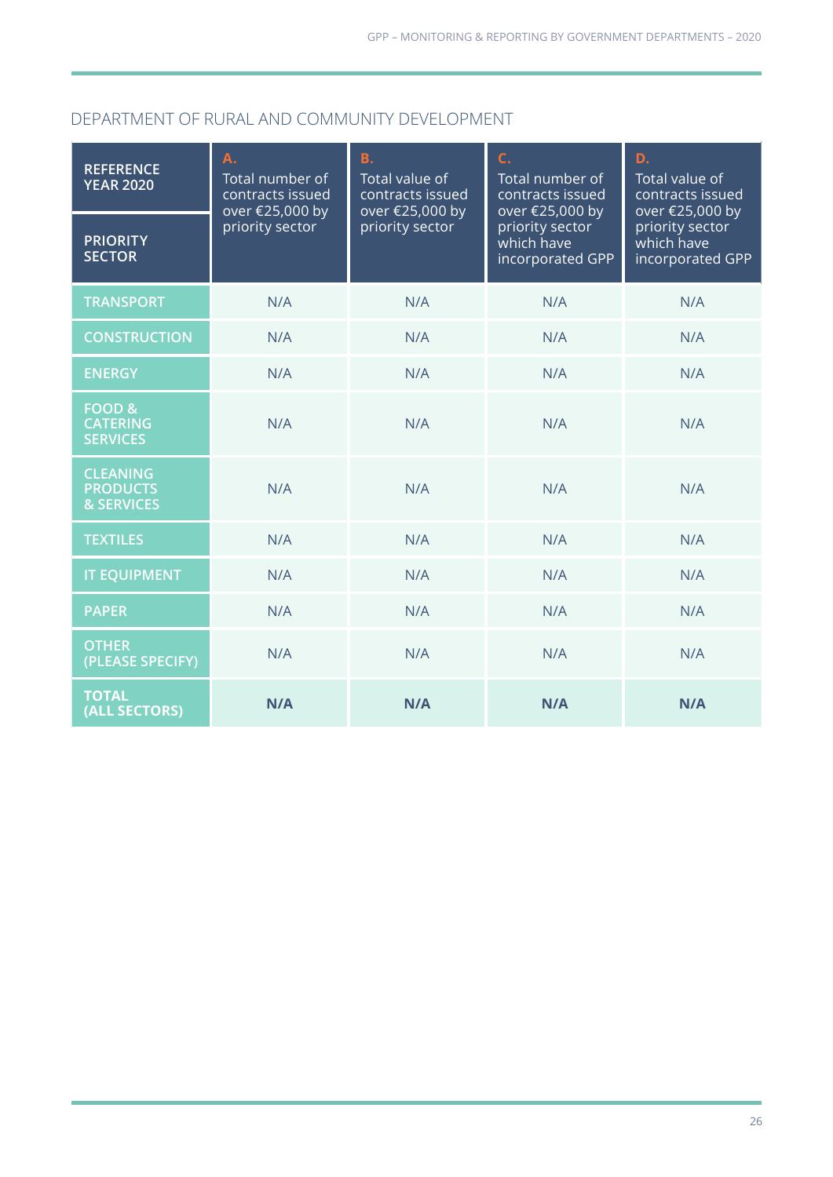## DEPARTMENT OF RURAL AND COMMUNITY DEVELOPMENT

| REFERENCE YEAR 2020 / PRIORITY SECTOR | A. Total number of contracts issued over €25,000 by priority sector | B. Total value of contracts issued over €25,000 by priority sector | C. Total number of contracts issued over €25,000 by priority sector which have incorporated GPP | D. Total value of contracts issued over €25,000 by priority sector which have incorporated GPP |
|---|---|---|---|---|
| TRANSPORT | N/A | N/A | N/A | N/A |
| CONSTRUCTION | N/A | N/A | N/A | N/A |
| ENERGY | N/A | N/A | N/A | N/A |
| FOOD & CATERING SERVICES | N/A | N/A | N/A | N/A |
| CLEANING PRODUCTS & SERVICES | N/A | N/A | N/A | N/A |
| TEXTILES | N/A | N/A | N/A | N/A |
| IT EQUIPMENT | N/A | N/A | N/A | N/A |
| PAPER | N/A | N/A | N/A | N/A |
| OTHER (PLEASE SPECIFY) | N/A | N/A | N/A | N/A |
| **TOTAL (ALL SECTORS)** | **N/A** | **N/A** | **N/A** | **N/A** |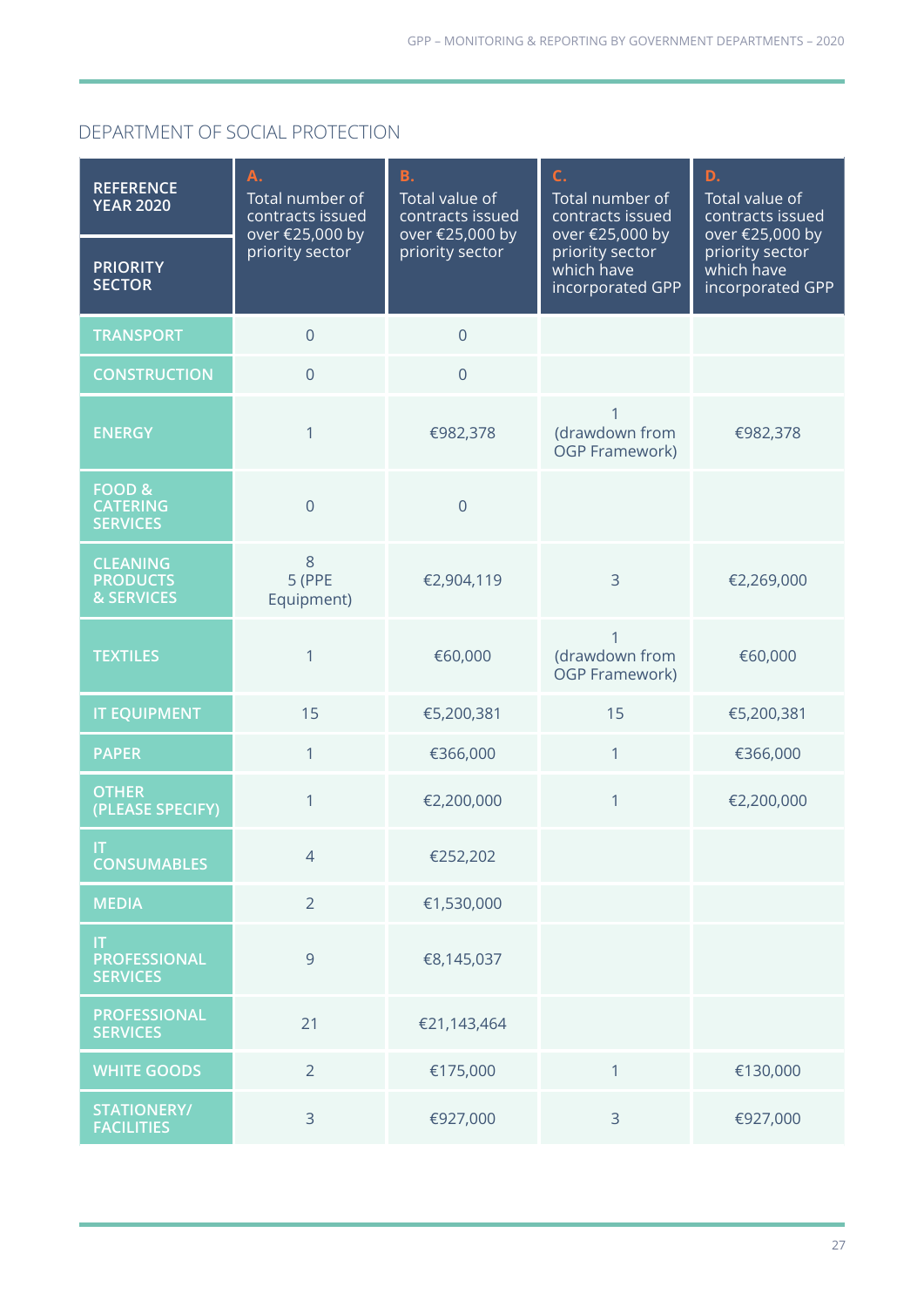## DEPARTMENT OF SOCIAL PROTECTION

| REFERENCE YEAR 2020 / PRIORITY SECTOR | A. Total number of contracts issued over €25,000 by priority sector | B. Total value of contracts issued over €25,000 by priority sector | C. Total number of contracts issued over €25,000 by priority sector which have incorporated GPP | D. Total value of contracts issued over €25,000 by priority sector which have incorporated GPP |
|---|---|---|---|---|
| TRANSPORT | 0 | 0 | | |
| CONSTRUCTION | 0 | 0 | | |
| ENERGY | 1 | €982,378 | 1 (drawdown from OGP Framework) | €982,378 |
| FOOD & CATERING SERVICES | 0 | 0 | | |
| CLEANING PRODUCTS & SERVICES | 8 5 (PPE Equipment) | €2,904,119 | 3 | €2,269,000 |
| TEXTILES | 1 | €60,000 | 1 (drawdown from OGP Framework) | €60,000 |
| IT EQUIPMENT | 15 | €5,200,381 | 15 | €5,200,381 |
| PAPER | 1 | €366,000 | 1 | €366,000 |
| OTHER (PLEASE SPECIFY) | 1 | €2,200,000 | 1 | €2,200,000 |
| IT CONSUMABLES | 4 | €252,202 | | |
| MEDIA | 2 | €1,530,000 | | |
| IT PROFESSIONAL SERVICES | 9 | €8,145,037 | | |
| PROFESSIONAL SERVICES | 21 | €21,143,464 | | |
| WHITE GOODS | 2 | €175,000 | 1 | €130,000 |
| STATIONERY/ FACILITIES | 3 | €927,000 | 3 | €927,000 |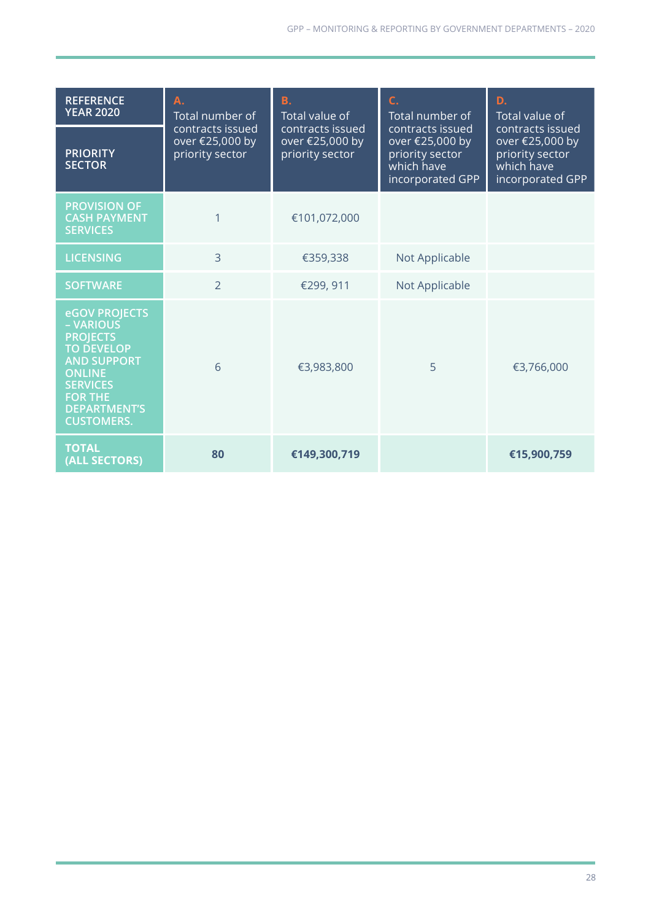| REFERENCE YEAR 2020 PRIORITY SECTOR | A. Total number of contracts issued over €25,000 by priority sector | B. Total value of contracts issued over €25,000 by priority sector | C. Total number of contracts issued over €25,000 by priority sector which have incorporated GPP | D. Total value of contracts issued over €25,000 by priority sector which have incorporated GPP |
|---|---|---|---|---|
| PROVISION OF CASH PAYMENT SERVICES | 1 | €101,072,000 | | |
| LICENSING | 3 | €359,338 | Not Applicable | |
| SOFTWARE | 2 | €299, 911 | Not Applicable | |
| eGOV PROJECTS – VARIOUS PROJECTS TO DEVELOP AND SUPPORT ONLINE SERVICES FOR THE DEPARTMENT'S CUSTOMERS. | 6 | €3,983,800 | 5 | €3,766,000 |
| **TOTAL (ALL SECTORS)** | **80** | **€149,300,719** | | **€15,900,759** |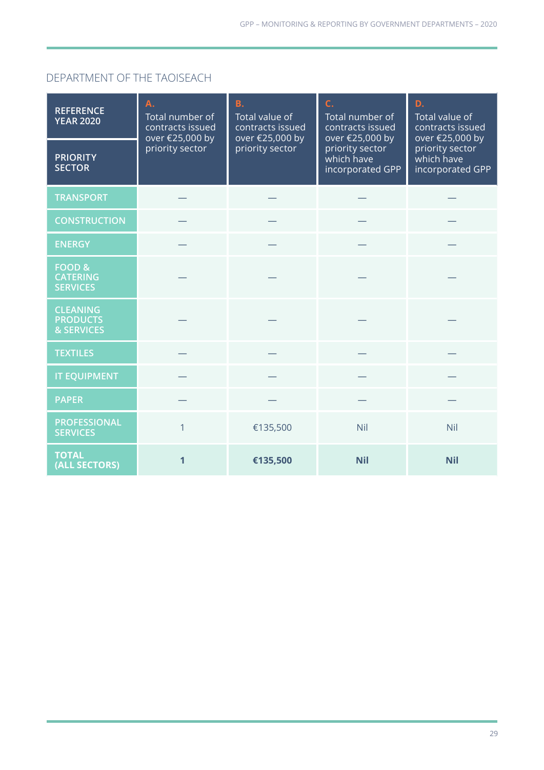## DEPARTMENT OF THE TAOISEACH

| REFERENCE YEAR 2020 / PRIORITY SECTOR | A. Total number of contracts issued over €25,000 by priority sector | B. Total value of contracts issued over €25,000 by priority sector | C. Total number of contracts issued over €25,000 by priority sector which have incorporated GPP | D. Total value of contracts issued over €25,000 by priority sector which have incorporated GPP |
|---|---|---|---|---|
| TRANSPORT | — | — | — | — |
| CONSTRUCTION | — | — | — | — |
| ENERGY | — | — | — | — |
| FOOD & CATERING SERVICES | — | — | — | — |
| CLEANING PRODUCTS & SERVICES | — | — | — | — |
| TEXTILES | — | — | — | — |
| IT EQUIPMENT | — | — | — | — |
| PAPER | — | — | — | — |
| PROFESSIONAL SERVICES | 1 | €135,500 | Nil | Nil |
| **TOTAL (ALL SECTORS)** | **1** | **€135,500** | **Nil** | **Nil** |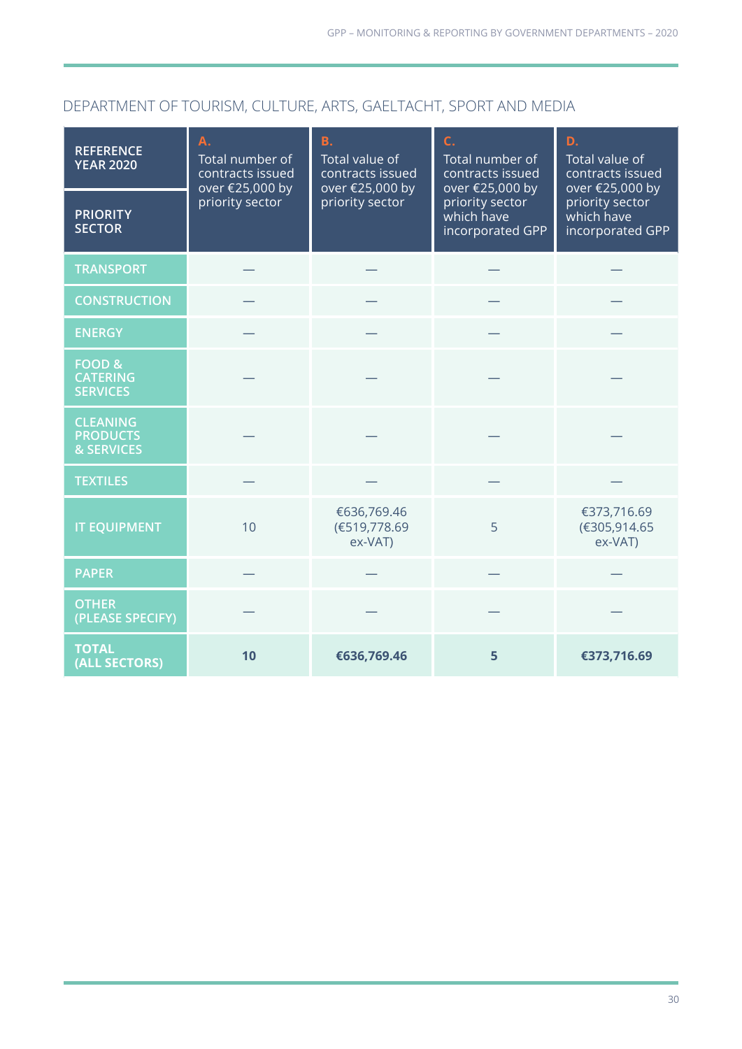## DEPARTMENT OF TOURISM, CULTURE, ARTS, GAELTACHT, SPORT AND MEDIA

| REFERENCE YEAR 2020 / PRIORITY SECTOR | A. Total number of contracts issued over €25,000 by priority sector | B. Total value of contracts issued over €25,000 by priority sector | C. Total number of contracts issued over €25,000 by priority sector which have incorporated GPP | D. Total value of contracts issued over €25,000 by priority sector which have incorporated GPP |
|---|---|---|---|---|
| TRANSPORT | — | — | — | — |
| CONSTRUCTION | — | — | — | — |
| ENERGY | — | — | — | — |
| FOOD & CATERING SERVICES | — | — | — | — |
| CLEANING PRODUCTS & SERVICES | — | — | — | — |
| TEXTILES | — | — | — | — |
| IT EQUIPMENT | 10 | €636,769.46 (€519,778.69 ex-VAT) | 5 | €373,716.69 (€305,914.65 ex-VAT) |
| PAPER | — | — | — | — |
| OTHER (PLEASE SPECIFY) | — | — | — | — |
| **TOTAL (ALL SECTORS)** | **10** | **€636,769.46** | **5** | **€373,716.69** |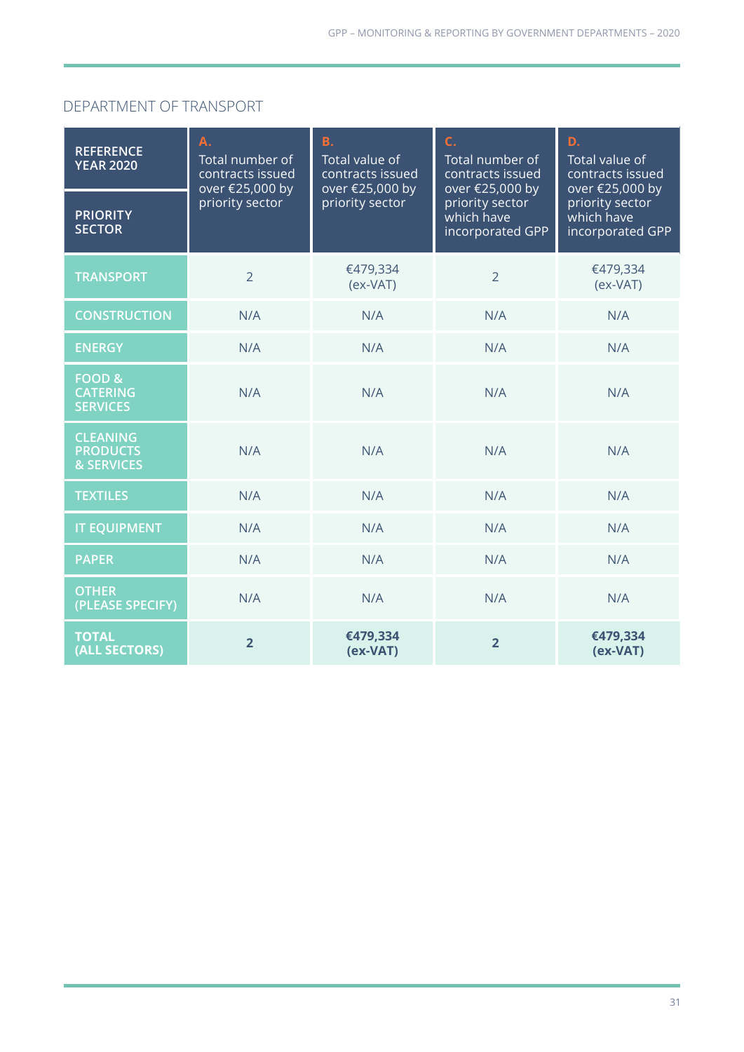## DEPARTMENT OF TRANSPORT

| **REFERENCE YEAR 2020** / **PRIORITY SECTOR** | **A.** Total number of contracts issued over €25,000 by priority sector | **B.** Total value of contracts issued over €25,000 by priority sector | **C.** Total number of contracts issued over €25,000 by priority sector which have incorporated GPP | **D.** Total value of contracts issued over €25,000 by priority sector which have incorporated GPP |
|---|---|---|---|---|
| **TRANSPORT** | 2 | €479,334 (ex-VAT) | 2 | €479,334 (ex-VAT) |
| **CONSTRUCTION** | N/A | N/A | N/A | N/A |
| **ENERGY** | N/A | N/A | N/A | N/A |
| **FOOD & CATERING SERVICES** | N/A | N/A | N/A | N/A |
| **CLEANING PRODUCTS & SERVICES** | N/A | N/A | N/A | N/A |
| **TEXTILES** | N/A | N/A | N/A | N/A |
| **IT EQUIPMENT** | N/A | N/A | N/A | N/A |
| **PAPER** | N/A | N/A | N/A | N/A |
| **OTHER (PLEASE SPECIFY)** | N/A | N/A | N/A | N/A |
| **TOTAL (ALL SECTORS)** | **2** | **€479,334 (ex-VAT)** | **2** | **€479,334 (ex-VAT)** |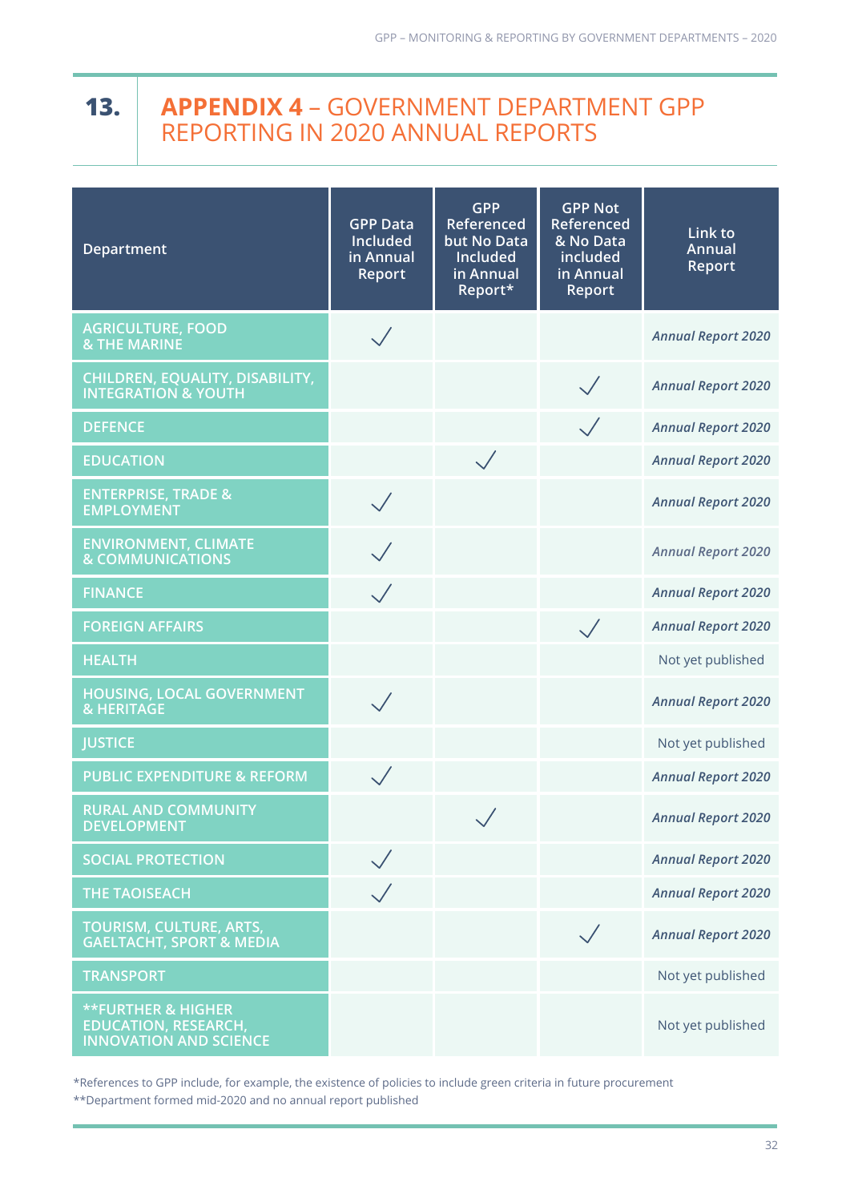# 13. APPENDIX 4 – GOVERNMENT DEPARTMENT GPP REPORTING IN 2020 ANNUAL REPORTS

| Department | GPP Data Included in Annual Report | GPP Referenced but No Data Included in Annual Report* | GPP Not Referenced & No Data included in Annual Report | Link to Annual Report |
|---|---|---|---|---|
| AGRICULTURE, FOOD & THE MARINE | ✓ | | | *Annual Report 2020* |
| CHILDREN, EQUALITY, DISABILITY, INTEGRATION & YOUTH | | | ✓ | *Annual Report 2020* |
| DEFENCE | | | ✓ | *Annual Report 2020* |
| EDUCATION | | ✓ | | *Annual Report 2020* |
| ENTERPRISE, TRADE & EMPLOYMENT | ✓ | | | *Annual Report 2020* |
| ENVIRONMENT, CLIMATE & COMMUNICATIONS | ✓ | | | *Annual Report 2020* |
| FINANCE | ✓ | | | *Annual Report 2020* |
| FOREIGN AFFAIRS | | | ✓ | *Annual Report 2020* |
| HEALTH | | | | Not yet published |
| HOUSING, LOCAL GOVERNMENT & HERITAGE | ✓ | | | *Annual Report 2020* |
| JUSTICE | | | | Not yet published |
| PUBLIC EXPENDITURE & REFORM | ✓ | | | *Annual Report 2020* |
| RURAL AND COMMUNITY DEVELOPMENT | | ✓ | | *Annual Report 2020* |
| SOCIAL PROTECTION | ✓ | | | *Annual Report 2020* |
| THE TAOISEACH | ✓ | | | *Annual Report 2020* |
| TOURISM, CULTURE, ARTS, GAELTACHT, SPORT & MEDIA | | | ✓ | *Annual Report 2020* |
| TRANSPORT | | | | Not yet published |
| **FURTHER & HIGHER EDUCATION, RESEARCH, INNOVATION AND SCIENCE | | | | Not yet published |

*References to GPP include, for example, the existence of policies to include green criteria in future procurement

**Department formed mid-2020 and no annual report published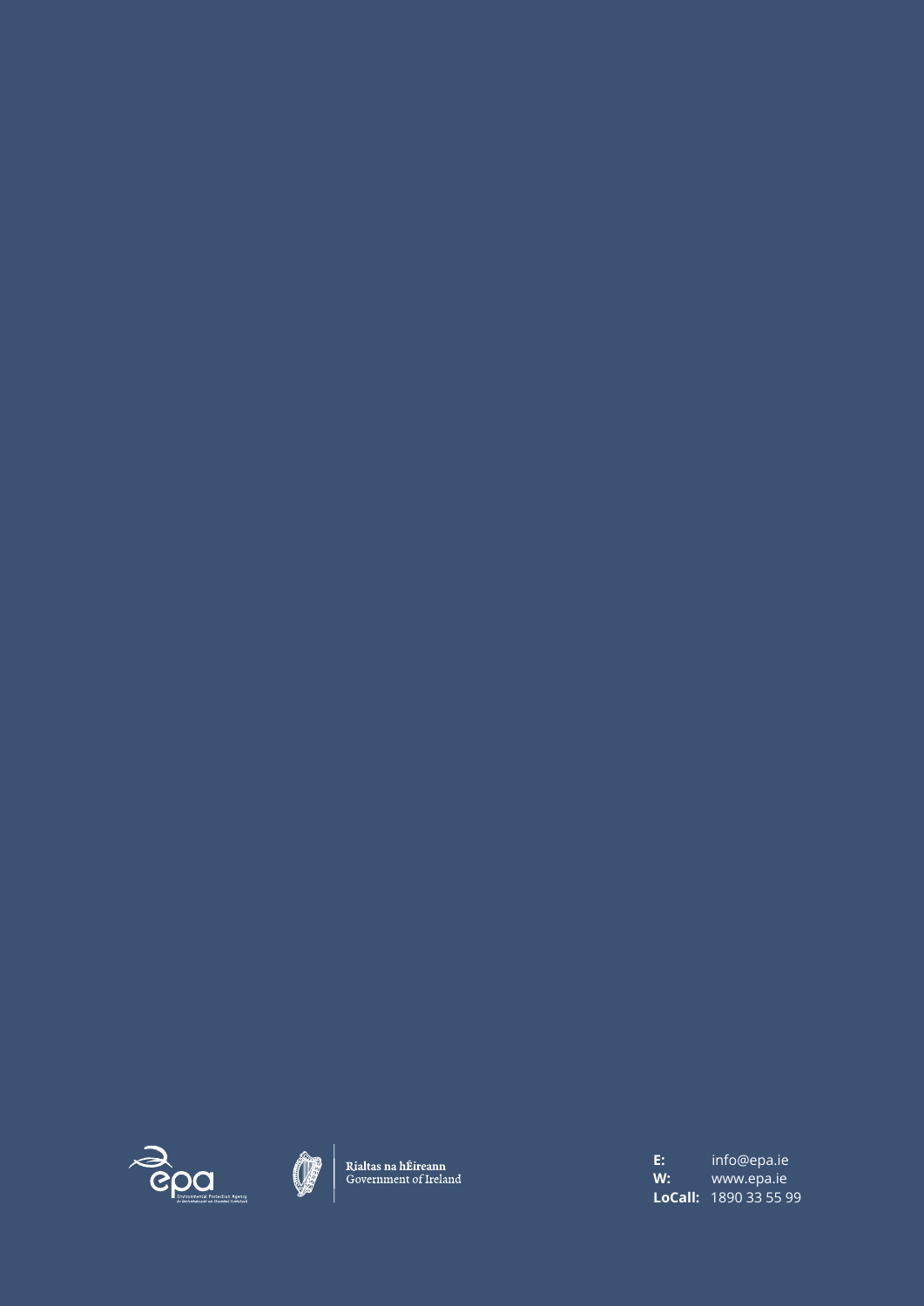Environmental Protection Agency
An Ghníomhaireacht um Chaomhnú Comhshaoil

Rialtas na hÉireann
Government of Ireland

**E:** info@epa.ie
**W:** www.epa.ie
**LoCall:** 1890 33 55 99